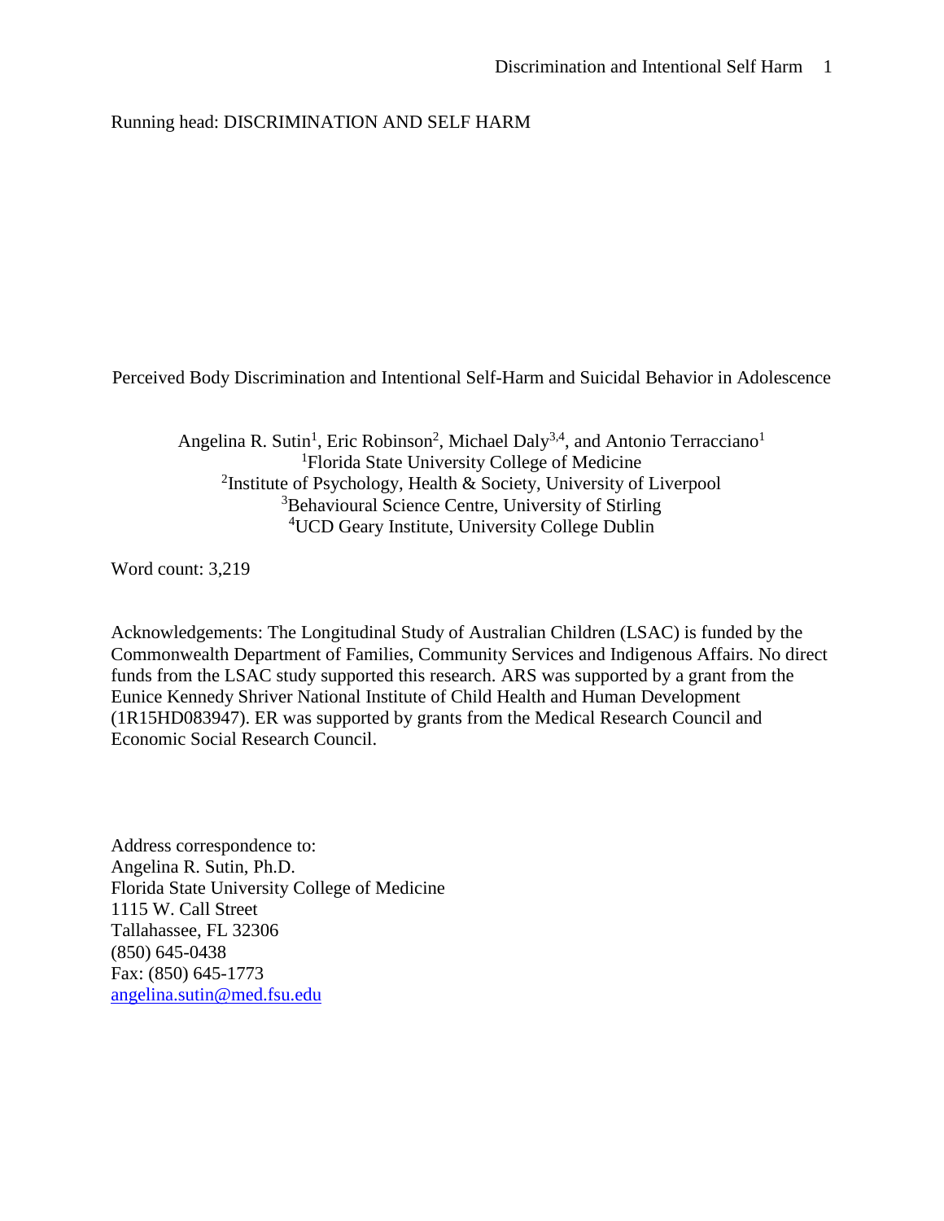Running head: DISCRIMINATION AND SELF HARM

# Perceived Body Discrimination and Intentional Self-Harm and Suicidal Behavior in Adolescence

Angelina R. Sutin[1], Eric Robinson[2], Michael Daly[3,4], and Antonio Terracciano[1]

[1]Florida State University College of Medicine
[2]Institute of Psychology, Health & Society, University of Liverpool
[3]Behavioural Science Centre, University of Stirling
[4]UCD Geary Institute, University College Dublin

Word count: 3,219

Acknowledgements: The Longitudinal Study of Australian Children (LSAC) is funded by the Commonwealth Department of Families, Community Services and Indigenous Affairs. No direct funds from the LSAC study supported this research. ARS was supported by a grant from the Eunice Kennedy Shriver National Institute of Child Health and Human Development (1R15HD083947). ER was supported by grants from the Medical Research Council and Economic Social Research Council.

Address correspondence to:
Angelina R. Sutin, Ph.D.
Florida State University College of Medicine
1115 W. Call Street
Tallahassee, FL 32306
(850) 645-0438
Fax: (850) 645-1773
angelina.sutin@med.fsu.edu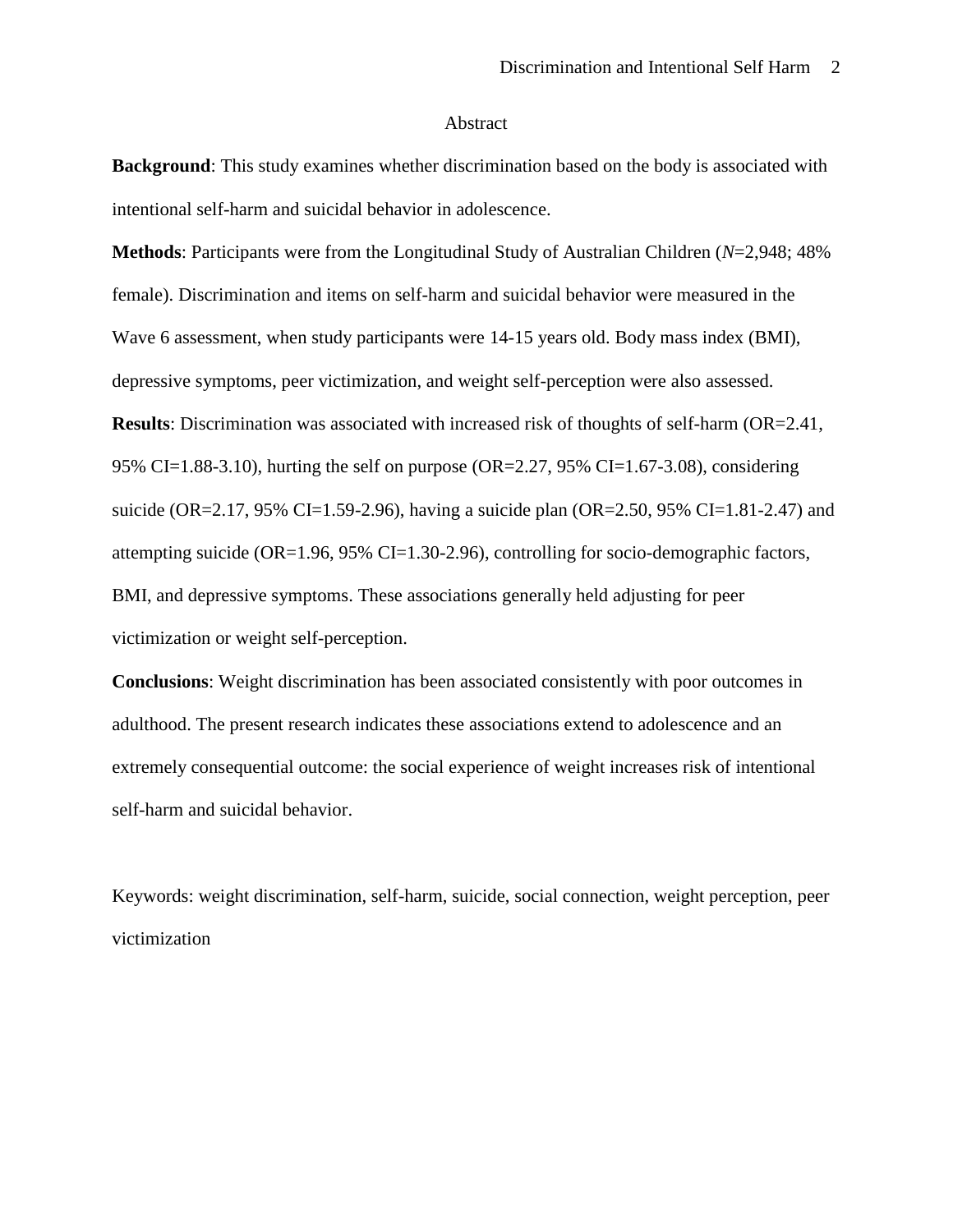# Abstract

**Background**: This study examines whether discrimination based on the body is associated with intentional self-harm and suicidal behavior in adolescence.

**Methods**: Participants were from the Longitudinal Study of Australian Children (*N*=2,948; 48% female). Discrimination and items on self-harm and suicidal behavior were measured in the Wave 6 assessment, when study participants were 14-15 years old. Body mass index (BMI), depressive symptoms, peer victimization, and weight self-perception were also assessed.

**Results**: Discrimination was associated with increased risk of thoughts of self-harm (OR=2.41, 95% CI=1.88-3.10), hurting the self on purpose (OR=2.27, 95% CI=1.67-3.08), considering suicide (OR=2.17, 95% CI=1.59-2.96), having a suicide plan (OR=2.50, 95% CI=1.81-2.47) and attempting suicide (OR=1.96, 95% CI=1.30-2.96), controlling for socio-demographic factors, BMI, and depressive symptoms. These associations generally held adjusting for peer victimization or weight self-perception.

**Conclusions**: Weight discrimination has been associated consistently with poor outcomes in adulthood. The present research indicates these associations extend to adolescence and an extremely consequential outcome: the social experience of weight increases risk of intentional self-harm and suicidal behavior.

Keywords: weight discrimination, self-harm, suicide, social connection, weight perception, peer victimization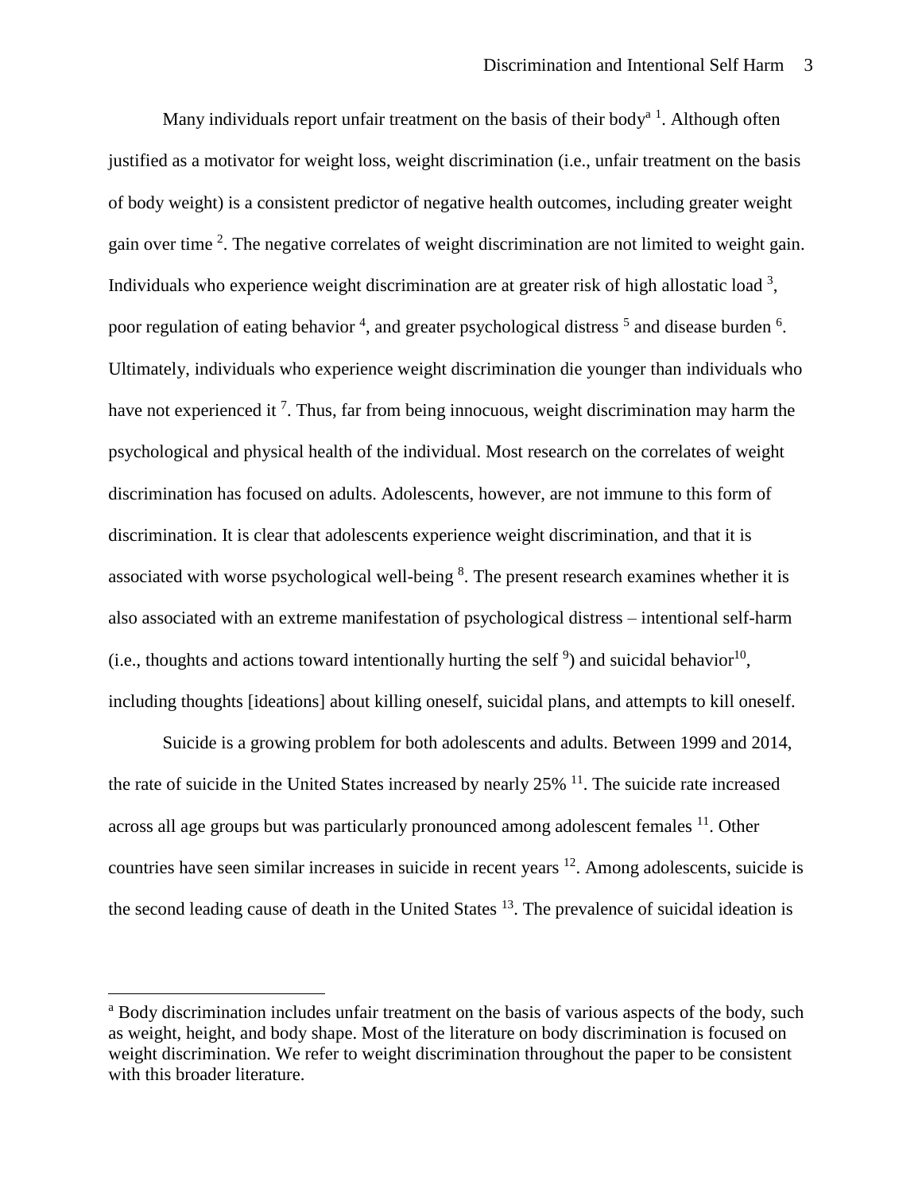Many individuals report unfair treatment on the basis of their body[a] [1]. Although often justified as a motivator for weight loss, weight discrimination (i.e., unfair treatment on the basis of body weight) is a consistent predictor of negative health outcomes, including greater weight gain over time [2]. The negative correlates of weight discrimination are not limited to weight gain. Individuals who experience weight discrimination are at greater risk of high allostatic load [3], poor regulation of eating behavior [4], and greater psychological distress [5] and disease burden [6]. Ultimately, individuals who experience weight discrimination die younger than individuals who have not experienced it [7]. Thus, far from being innocuous, weight discrimination may harm the psychological and physical health of the individual. Most research on the correlates of weight discrimination has focused on adults. Adolescents, however, are not immune to this form of discrimination. It is clear that adolescents experience weight discrimination, and that it is associated with worse psychological well-being [8]. The present research examines whether it is also associated with an extreme manifestation of psychological distress – intentional self-harm (i.e., thoughts and actions toward intentionally hurting the self [9]) and suicidal behavior[10], including thoughts [ideations] about killing oneself, suicidal plans, and attempts to kill oneself.

Suicide is a growing problem for both adolescents and adults. Between 1999 and 2014, the rate of suicide in the United States increased by nearly 25% [11]. The suicide rate increased across all age groups but was particularly pronounced among adolescent females [11]. Other countries have seen similar increases in suicide in recent years [12]. Among adolescents, suicide is the second leading cause of death in the United States [13]. The prevalence of suicidal ideation is

[a] Body discrimination includes unfair treatment on the basis of various aspects of the body, such as weight, height, and body shape. Most of the literature on body discrimination is focused on weight discrimination. We refer to weight discrimination throughout the paper to be consistent with this broader literature.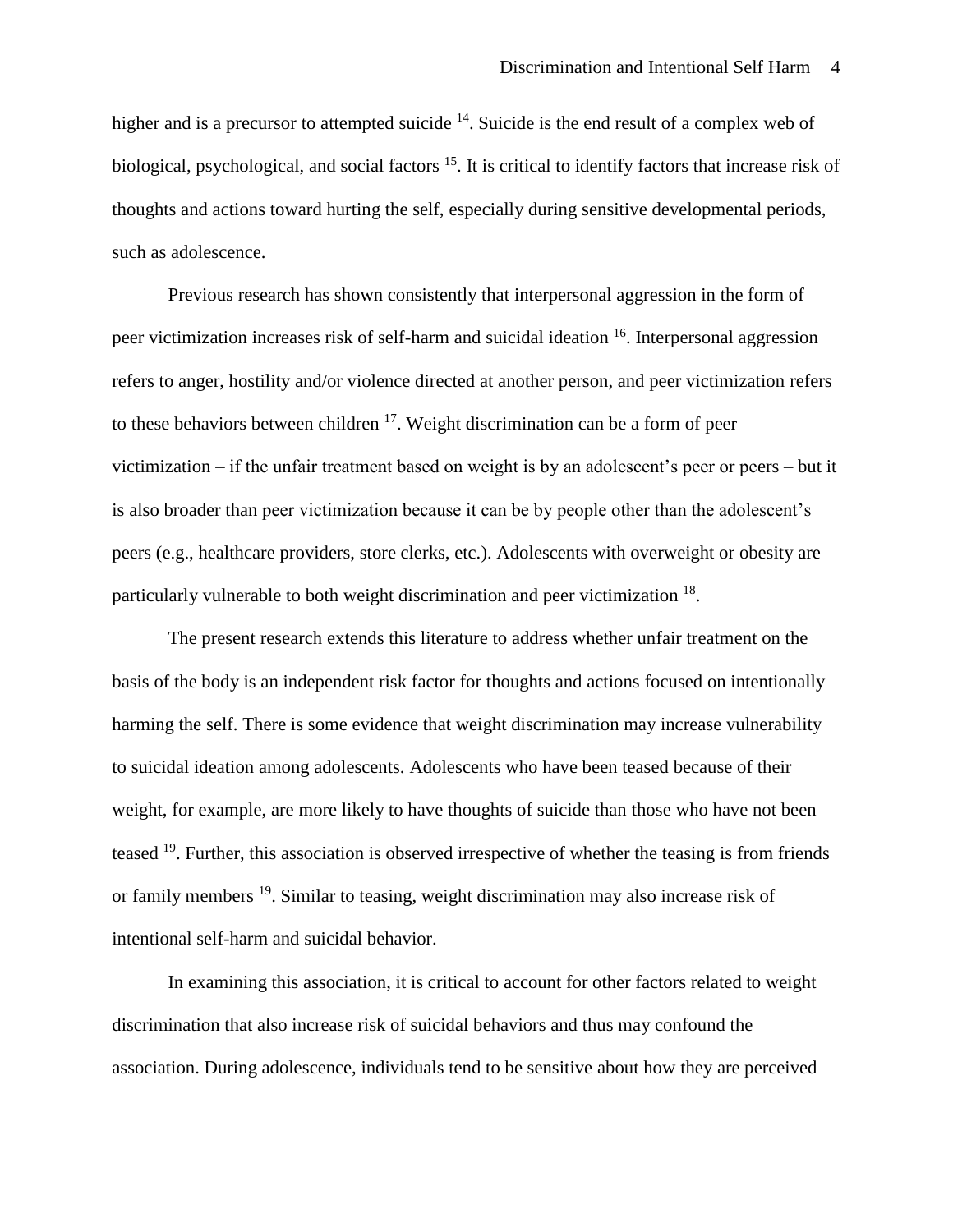higher and is a precursor to attempted suicide [14]. Suicide is the end result of a complex web of biological, psychological, and social factors [15]. It is critical to identify factors that increase risk of thoughts and actions toward hurting the self, especially during sensitive developmental periods, such as adolescence.

Previous research has shown consistently that interpersonal aggression in the form of peer victimization increases risk of self-harm and suicidal ideation [16]. Interpersonal aggression refers to anger, hostility and/or violence directed at another person, and peer victimization refers to these behaviors between children [17]. Weight discrimination can be a form of peer victimization – if the unfair treatment based on weight is by an adolescent's peer or peers – but it is also broader than peer victimization because it can be by people other than the adolescent's peers (e.g., healthcare providers, store clerks, etc.). Adolescents with overweight or obesity are particularly vulnerable to both weight discrimination and peer victimization [18].

The present research extends this literature to address whether unfair treatment on the basis of the body is an independent risk factor for thoughts and actions focused on intentionally harming the self. There is some evidence that weight discrimination may increase vulnerability to suicidal ideation among adolescents. Adolescents who have been teased because of their weight, for example, are more likely to have thoughts of suicide than those who have not been teased [19]. Further, this association is observed irrespective of whether the teasing is from friends or family members [19]. Similar to teasing, weight discrimination may also increase risk of intentional self-harm and suicidal behavior.

In examining this association, it is critical to account for other factors related to weight discrimination that also increase risk of suicidal behaviors and thus may confound the association. During adolescence, individuals tend to be sensitive about how they are perceived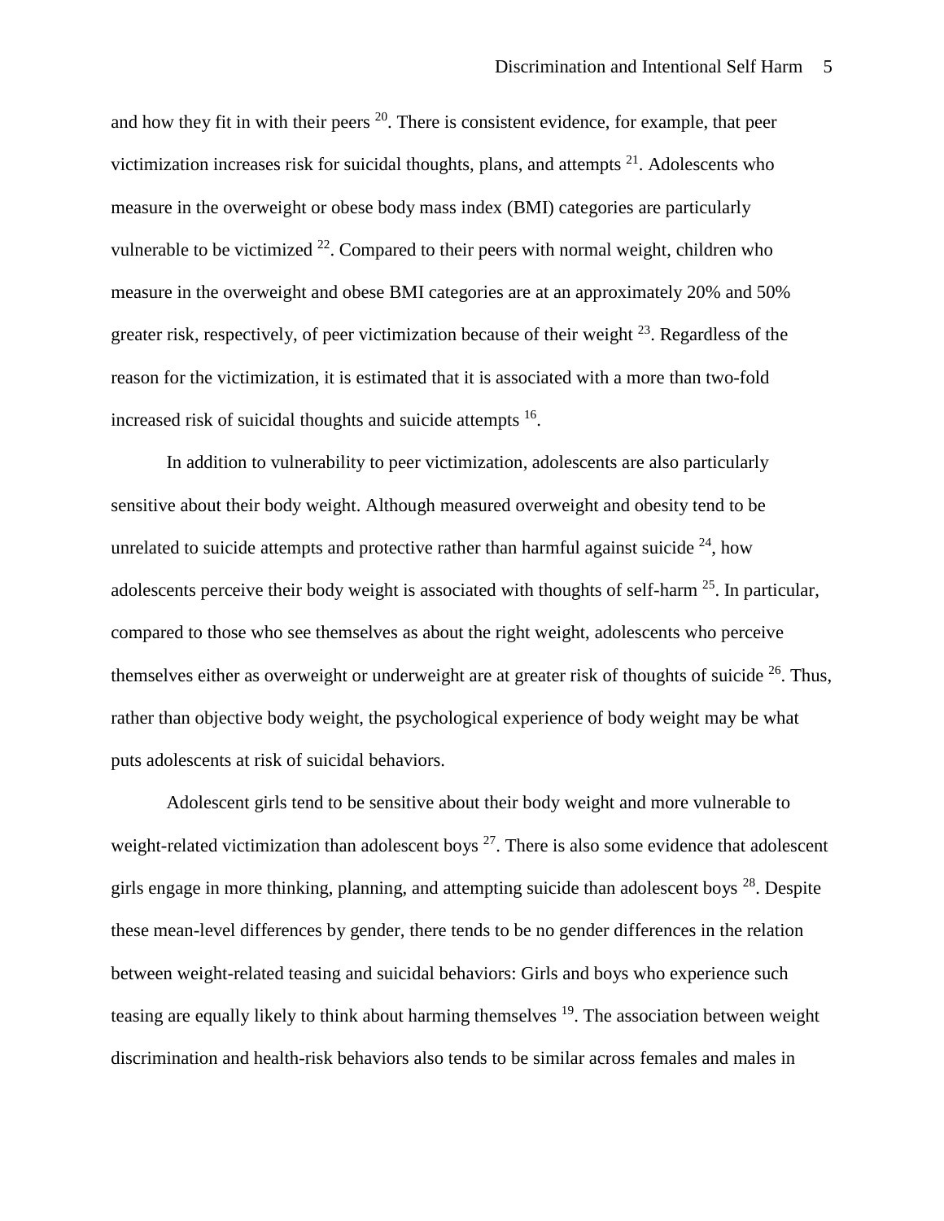and how they fit in with their peers [20]. There is consistent evidence, for example, that peer victimization increases risk for suicidal thoughts, plans, and attempts [21]. Adolescents who measure in the overweight or obese body mass index (BMI) categories are particularly vulnerable to be victimized [22]. Compared to their peers with normal weight, children who measure in the overweight and obese BMI categories are at an approximately 20% and 50% greater risk, respectively, of peer victimization because of their weight [23]. Regardless of the reason for the victimization, it is estimated that it is associated with a more than two-fold increased risk of suicidal thoughts and suicide attempts [16].

In addition to vulnerability to peer victimization, adolescents are also particularly sensitive about their body weight. Although measured overweight and obesity tend to be unrelated to suicide attempts and protective rather than harmful against suicide [24], how adolescents perceive their body weight is associated with thoughts of self-harm [25]. In particular, compared to those who see themselves as about the right weight, adolescents who perceive themselves either as overweight or underweight are at greater risk of thoughts of suicide [26]. Thus, rather than objective body weight, the psychological experience of body weight may be what puts adolescents at risk of suicidal behaviors.

Adolescent girls tend to be sensitive about their body weight and more vulnerable to weight-related victimization than adolescent boys [27]. There is also some evidence that adolescent girls engage in more thinking, planning, and attempting suicide than adolescent boys [28]. Despite these mean-level differences by gender, there tends to be no gender differences in the relation between weight-related teasing and suicidal behaviors: Girls and boys who experience such teasing are equally likely to think about harming themselves [19]. The association between weight discrimination and health-risk behaviors also tends to be similar across females and males in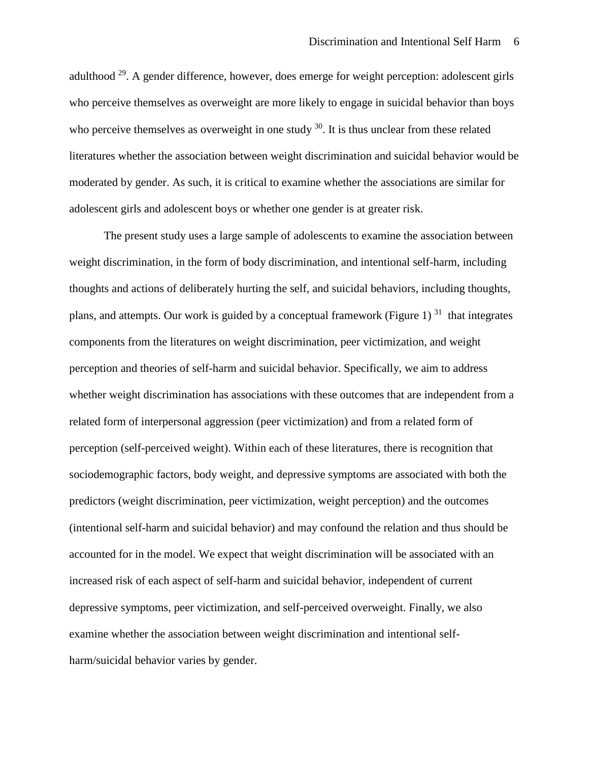adulthood [29]. A gender difference, however, does emerge for weight perception: adolescent girls who perceive themselves as overweight are more likely to engage in suicidal behavior than boys who perceive themselves as overweight in one study [30]. It is thus unclear from these related literatures whether the association between weight discrimination and suicidal behavior would be moderated by gender. As such, it is critical to examine whether the associations are similar for adolescent girls and adolescent boys or whether one gender is at greater risk.

The present study uses a large sample of adolescents to examine the association between weight discrimination, in the form of body discrimination, and intentional self-harm, including thoughts and actions of deliberately hurting the self, and suicidal behaviors, including thoughts, plans, and attempts. Our work is guided by a conceptual framework (Figure 1) [31] that integrates components from the literatures on weight discrimination, peer victimization, and weight perception and theories of self-harm and suicidal behavior. Specifically, we aim to address whether weight discrimination has associations with these outcomes that are independent from a related form of interpersonal aggression (peer victimization) and from a related form of perception (self-perceived weight). Within each of these literatures, there is recognition that sociodemographic factors, body weight, and depressive symptoms are associated with both the predictors (weight discrimination, peer victimization, weight perception) and the outcomes (intentional self-harm and suicidal behavior) and may confound the relation and thus should be accounted for in the model. We expect that weight discrimination will be associated with an increased risk of each aspect of self-harm and suicidal behavior, independent of current depressive symptoms, peer victimization, and self-perceived overweight. Finally, we also examine whether the association between weight discrimination and intentional self-harm/suicidal behavior varies by gender.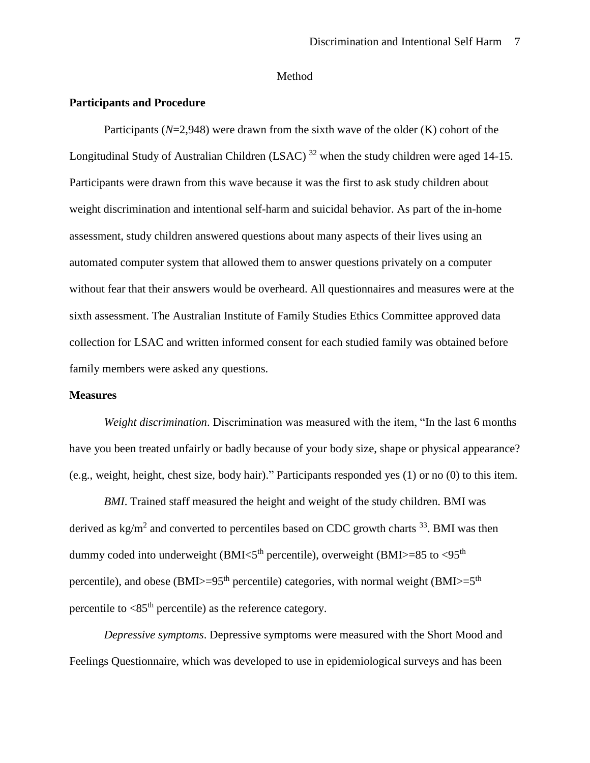# Method

## Participants and Procedure

Participants (*N*=2,948) were drawn from the sixth wave of the older (K) cohort of the Longitudinal Study of Australian Children (LSAC) [32] when the study children were aged 14-15. Participants were drawn from this wave because it was the first to ask study children about weight discrimination and intentional self-harm and suicidal behavior. As part of the in-home assessment, study children answered questions about many aspects of their lives using an automated computer system that allowed them to answer questions privately on a computer without fear that their answers would be overheard. All questionnaires and measures were at the sixth assessment. The Australian Institute of Family Studies Ethics Committee approved data collection for LSAC and written informed consent for each studied family was obtained before family members were asked any questions.

## Measures

*Weight discrimination*. Discrimination was measured with the item, "In the last 6 months have you been treated unfairly or badly because of your body size, shape or physical appearance? (e.g., weight, height, chest size, body hair)." Participants responded yes (1) or no (0) to this item.

*BMI*. Trained staff measured the height and weight of the study children. BMI was derived as $kg/m^2$ and converted to percentiles based on CDC growth charts [33]. BMI was then dummy coded into underweight (BMI<$5^{th}$ percentile), overweight (BMI>=85 to <$95^{th}$ percentile), and obese (BMI>=$95^{th}$ percentile) categories, with normal weight (BMI>=$5^{th}$ percentile to <$85^{th}$ percentile) as the reference category.

*Depressive symptoms*. Depressive symptoms were measured with the Short Mood and Feelings Questionnaire, which was developed to use in epidemiological surveys and has been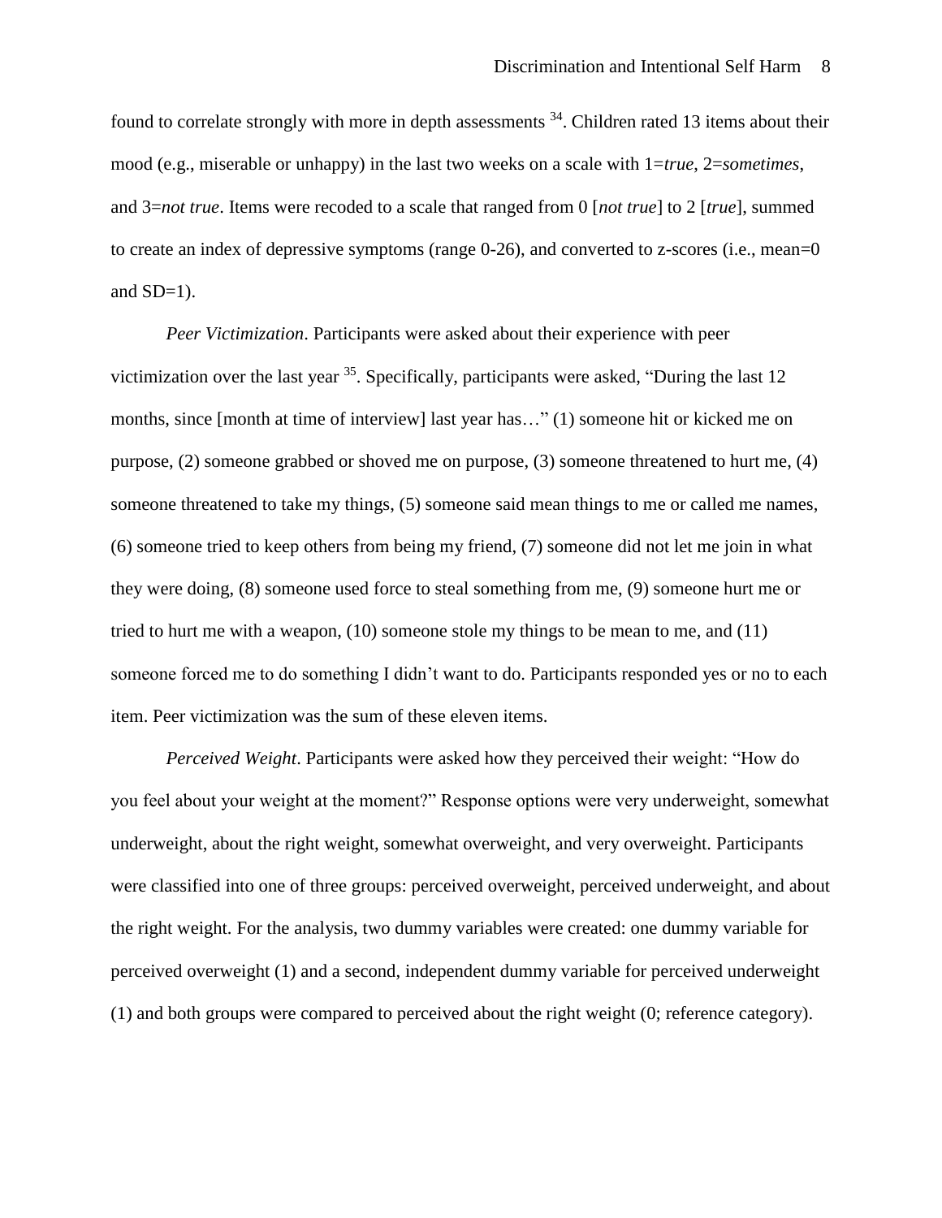found to correlate strongly with more in depth assessments [34]. Children rated 13 items about their mood (e.g., miserable or unhappy) in the last two weeks on a scale with 1=*true*, 2=*sometimes*, and 3=*not true*. Items were recoded to a scale that ranged from 0 [*not true*] to 2 [*true*], summed to create an index of depressive symptoms (range 0-26), and converted to z-scores (i.e., mean=0 and SD=1).

*Peer Victimization*. Participants were asked about their experience with peer victimization over the last year [35]. Specifically, participants were asked, "During the last 12 months, since [month at time of interview] last year has…" (1) someone hit or kicked me on purpose, (2) someone grabbed or shoved me on purpose, (3) someone threatened to hurt me, (4) someone threatened to take my things, (5) someone said mean things to me or called me names, (6) someone tried to keep others from being my friend, (7) someone did not let me join in what they were doing, (8) someone used force to steal something from me, (9) someone hurt me or tried to hurt me with a weapon, (10) someone stole my things to be mean to me, and (11) someone forced me to do something I didn't want to do. Participants responded yes or no to each item. Peer victimization was the sum of these eleven items.

*Perceived Weight*. Participants were asked how they perceived their weight: "How do you feel about your weight at the moment?" Response options were very underweight, somewhat underweight, about the right weight, somewhat overweight, and very overweight. Participants were classified into one of three groups: perceived overweight, perceived underweight, and about the right weight. For the analysis, two dummy variables were created: one dummy variable for perceived overweight (1) and a second, independent dummy variable for perceived underweight (1) and both groups were compared to perceived about the right weight (0; reference category).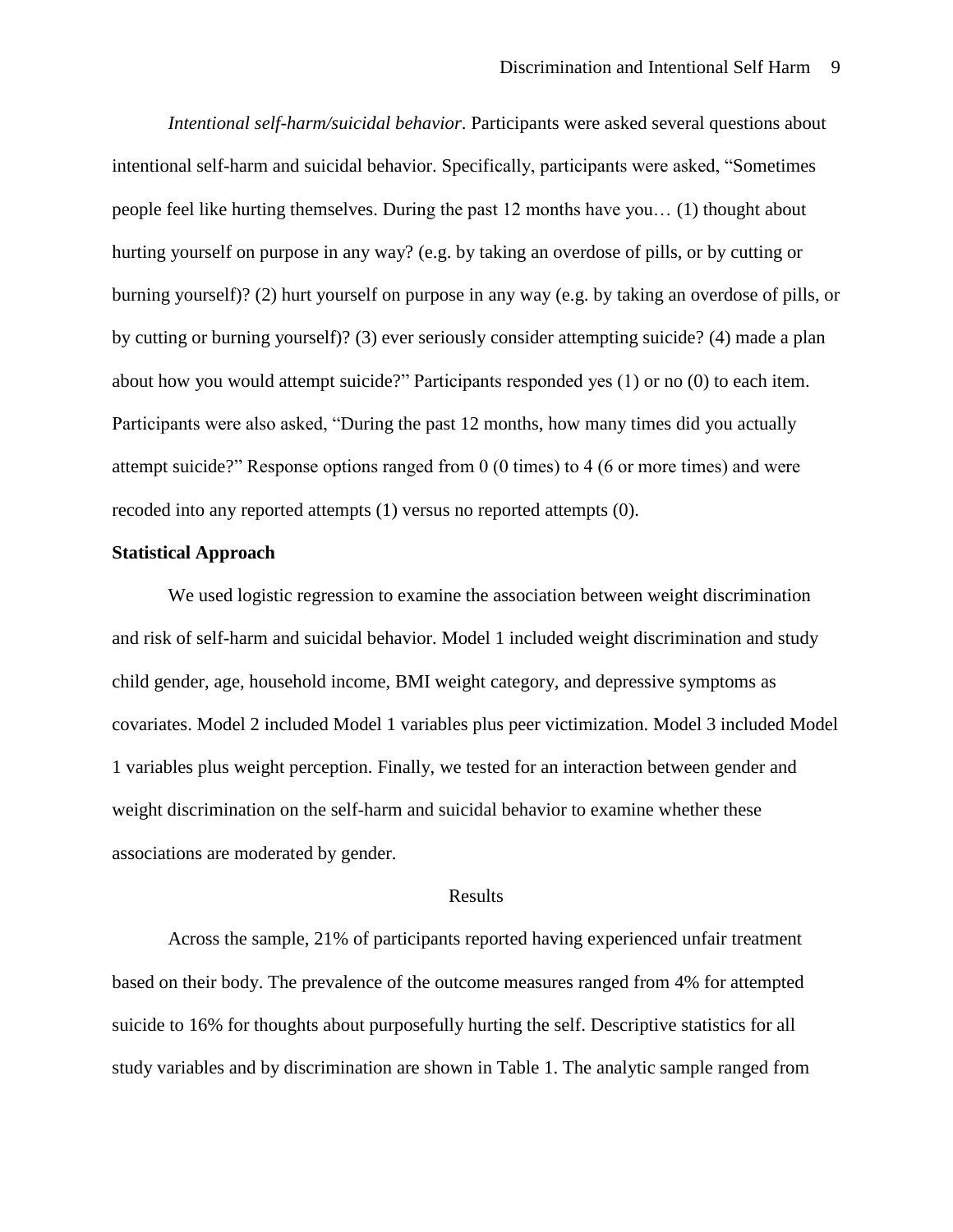*Intentional self-harm/suicidal behavior*. Participants were asked several questions about intentional self-harm and suicidal behavior. Specifically, participants were asked, "Sometimes people feel like hurting themselves. During the past 12 months have you… (1) thought about hurting yourself on purpose in any way? (e.g. by taking an overdose of pills, or by cutting or burning yourself)? (2) hurt yourself on purpose in any way (e.g. by taking an overdose of pills, or by cutting or burning yourself)? (3) ever seriously consider attempting suicide? (4) made a plan about how you would attempt suicide?" Participants responded yes (1) or no (0) to each item. Participants were also asked, "During the past 12 months, how many times did you actually attempt suicide?" Response options ranged from 0 (0 times) to 4 (6 or more times) and were recoded into any reported attempts (1) versus no reported attempts (0).

**Statistical Approach**

We used logistic regression to examine the association between weight discrimination and risk of self-harm and suicidal behavior. Model 1 included weight discrimination and study child gender, age, household income, BMI weight category, and depressive symptoms as covariates. Model 2 included Model 1 variables plus peer victimization. Model 3 included Model 1 variables plus weight perception. Finally, we tested for an interaction between gender and weight discrimination on the self-harm and suicidal behavior to examine whether these associations are moderated by gender.

## Results

Across the sample, 21% of participants reported having experienced unfair treatment based on their body. The prevalence of the outcome measures ranged from 4% for attempted suicide to 16% for thoughts about purposefully hurting the self. Descriptive statistics for all study variables and by discrimination are shown in Table 1. The analytic sample ranged from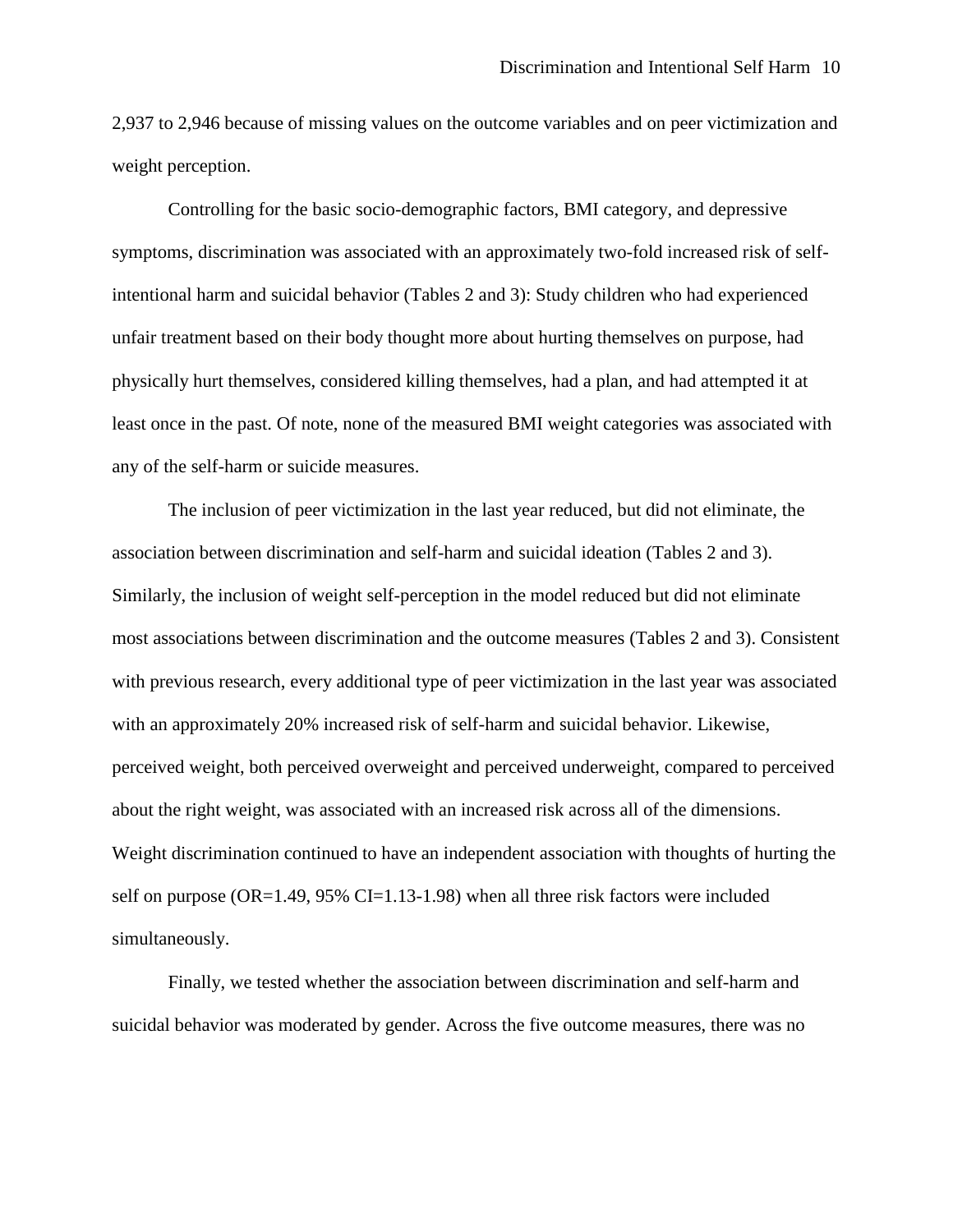2,937 to 2,946 because of missing values on the outcome variables and on peer victimization and weight perception.

Controlling for the basic socio-demographic factors, BMI category, and depressive symptoms, discrimination was associated with an approximately two-fold increased risk of self-intentional harm and suicidal behavior (Tables 2 and 3): Study children who had experienced unfair treatment based on their body thought more about hurting themselves on purpose, had physically hurt themselves, considered killing themselves, had a plan, and had attempted it at least once in the past. Of note, none of the measured BMI weight categories was associated with any of the self-harm or suicide measures.

The inclusion of peer victimization in the last year reduced, but did not eliminate, the association between discrimination and self-harm and suicidal ideation (Tables 2 and 3). Similarly, the inclusion of weight self-perception in the model reduced but did not eliminate most associations between discrimination and the outcome measures (Tables 2 and 3). Consistent with previous research, every additional type of peer victimization in the last year was associated with an approximately 20% increased risk of self-harm and suicidal behavior. Likewise, perceived weight, both perceived overweight and perceived underweight, compared to perceived about the right weight, was associated with an increased risk across all of the dimensions. Weight discrimination continued to have an independent association with thoughts of hurting the self on purpose (OR=1.49, 95% CI=1.13-1.98) when all three risk factors were included simultaneously.

Finally, we tested whether the association between discrimination and self-harm and suicidal behavior was moderated by gender. Across the five outcome measures, there was no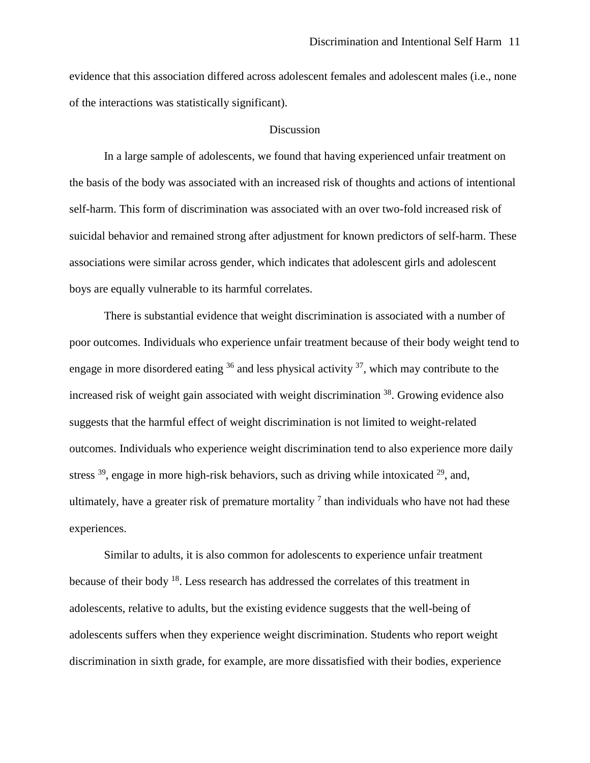evidence that this association differed across adolescent females and adolescent males (i.e., none of the interactions was statistically significant).

## Discussion

In a large sample of adolescents, we found that having experienced unfair treatment on the basis of the body was associated with an increased risk of thoughts and actions of intentional self-harm. This form of discrimination was associated with an over two-fold increased risk of suicidal behavior and remained strong after adjustment for known predictors of self-harm. These associations were similar across gender, which indicates that adolescent girls and adolescent boys are equally vulnerable to its harmful correlates.

There is substantial evidence that weight discrimination is associated with a number of poor outcomes. Individuals who experience unfair treatment because of their body weight tend to engage in more disordered eating [36] and less physical activity [37], which may contribute to the increased risk of weight gain associated with weight discrimination [38]. Growing evidence also suggests that the harmful effect of weight discrimination is not limited to weight-related outcomes. Individuals who experience weight discrimination tend to also experience more daily stress [39], engage in more high-risk behaviors, such as driving while intoxicated [29], and, ultimately, have a greater risk of premature mortality [7] than individuals who have not had these experiences.

Similar to adults, it is also common for adolescents to experience unfair treatment because of their body [18]. Less research has addressed the correlates of this treatment in adolescents, relative to adults, but the existing evidence suggests that the well-being of adolescents suffers when they experience weight discrimination. Students who report weight discrimination in sixth grade, for example, are more dissatisfied with their bodies, experience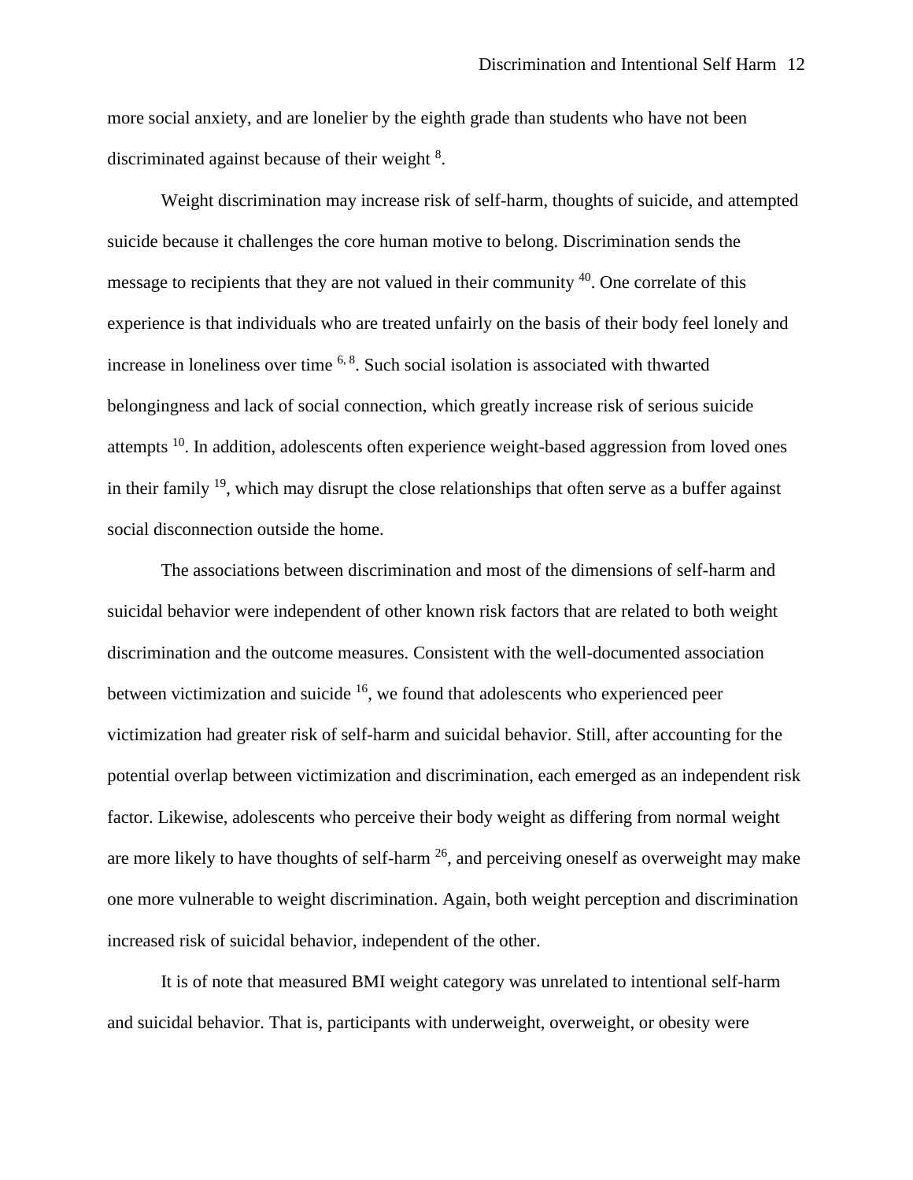more social anxiety, and are lonelier by the eighth grade than students who have not been discriminated against because of their weight [8].

Weight discrimination may increase risk of self-harm, thoughts of suicide, and attempted suicide because it challenges the core human motive to belong. Discrimination sends the message to recipients that they are not valued in their community [40]. One correlate of this experience is that individuals who are treated unfairly on the basis of their body feel lonely and increase in loneliness over time [6, 8]. Such social isolation is associated with thwarted belongingness and lack of social connection, which greatly increase risk of serious suicide attempts [10]. In addition, adolescents often experience weight-based aggression from loved ones in their family [19], which may disrupt the close relationships that often serve as a buffer against social disconnection outside the home.

The associations between discrimination and most of the dimensions of self-harm and suicidal behavior were independent of other known risk factors that are related to both weight discrimination and the outcome measures. Consistent with the well-documented association between victimization and suicide [16], we found that adolescents who experienced peer victimization had greater risk of self-harm and suicidal behavior. Still, after accounting for the potential overlap between victimization and discrimination, each emerged as an independent risk factor. Likewise, adolescents who perceive their body weight as differing from normal weight are more likely to have thoughts of self-harm [26], and perceiving oneself as overweight may make one more vulnerable to weight discrimination. Again, both weight perception and discrimination increased risk of suicidal behavior, independent of the other.

It is of note that measured BMI weight category was unrelated to intentional self-harm and suicidal behavior. That is, participants with underweight, overweight, or obesity were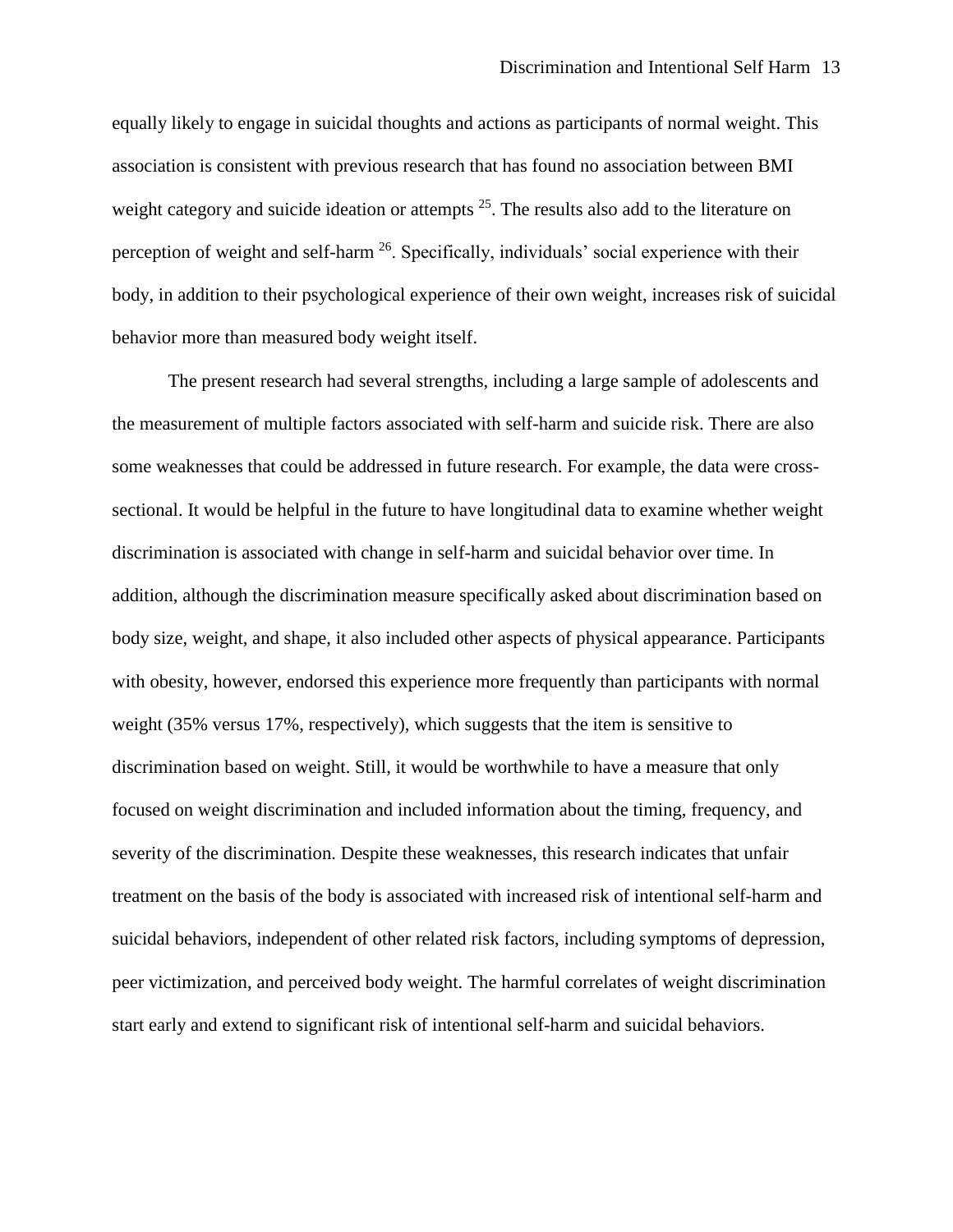equally likely to engage in suicidal thoughts and actions as participants of normal weight. This association is consistent with previous research that has found no association between BMI weight category and suicide ideation or attempts [25]. The results also add to the literature on perception of weight and self-harm [26]. Specifically, individuals' social experience with their body, in addition to their psychological experience of their own weight, increases risk of suicidal behavior more than measured body weight itself.

The present research had several strengths, including a large sample of adolescents and the measurement of multiple factors associated with self-harm and suicide risk. There are also some weaknesses that could be addressed in future research. For example, the data were cross-sectional. It would be helpful in the future to have longitudinal data to examine whether weight discrimination is associated with change in self-harm and suicidal behavior over time. In addition, although the discrimination measure specifically asked about discrimination based on body size, weight, and shape, it also included other aspects of physical appearance. Participants with obesity, however, endorsed this experience more frequently than participants with normal weight (35% versus 17%, respectively), which suggests that the item is sensitive to discrimination based on weight. Still, it would be worthwhile to have a measure that only focused on weight discrimination and included information about the timing, frequency, and severity of the discrimination. Despite these weaknesses, this research indicates that unfair treatment on the basis of the body is associated with increased risk of intentional self-harm and suicidal behaviors, independent of other related risk factors, including symptoms of depression, peer victimization, and perceived body weight. The harmful correlates of weight discrimination start early and extend to significant risk of intentional self-harm and suicidal behaviors.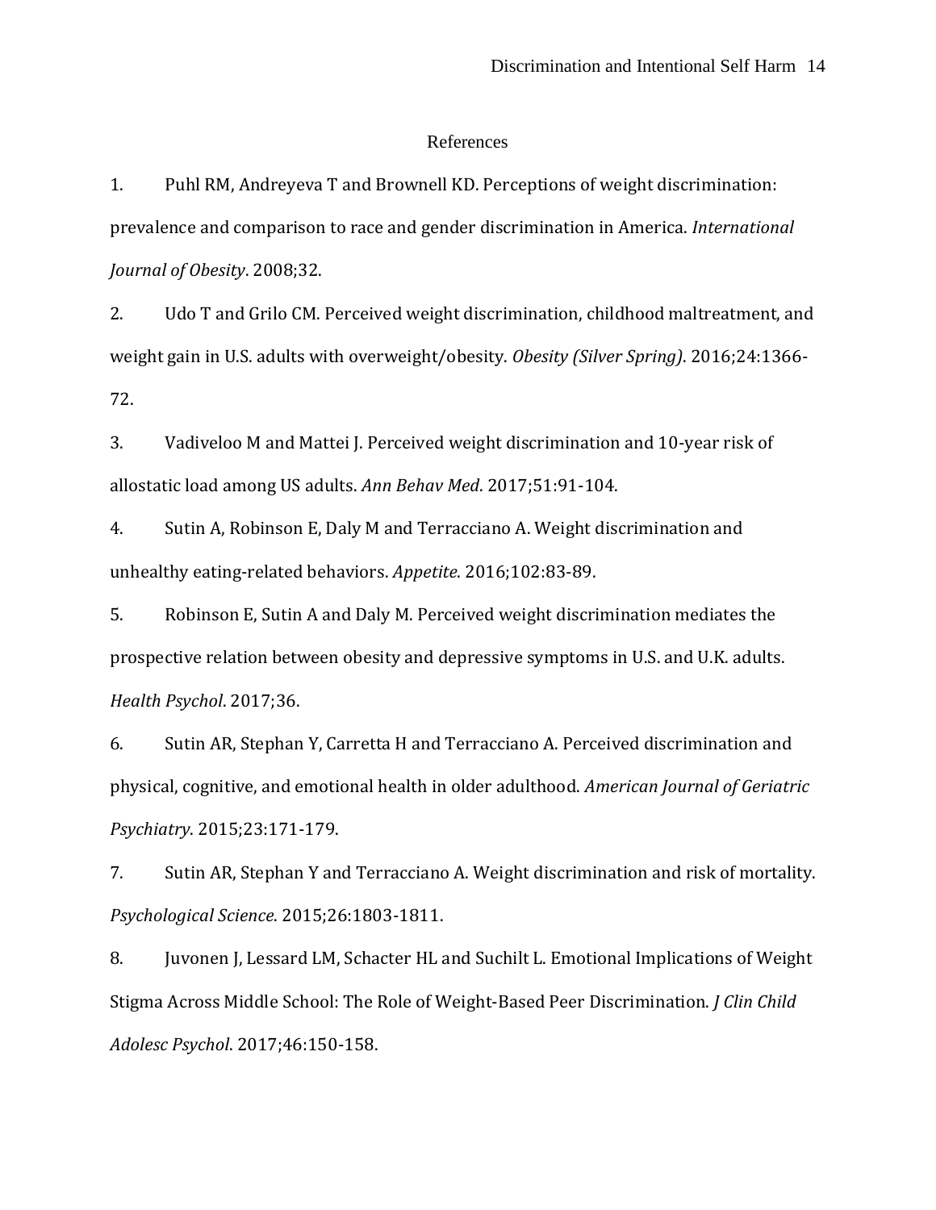## References

1. Puhl RM, Andreyeva T and Brownell KD. Perceptions of weight discrimination: prevalence and comparison to race and gender discrimination in America. *International Journal of Obesity*. 2008;32.

2. Udo T and Grilo CM. Perceived weight discrimination, childhood maltreatment, and weight gain in U.S. adults with overweight/obesity. *Obesity (Silver Spring)*. 2016;24:1366-72.

3. Vadiveloo M and Mattei J. Perceived weight discrimination and 10-year risk of allostatic load among US adults. *Ann Behav Med*. 2017;51:91-104.

4. Sutin A, Robinson E, Daly M and Terracciano A. Weight discrimination and unhealthy eating-related behaviors. *Appetite*. 2016;102:83-89.

5. Robinson E, Sutin A and Daly M. Perceived weight discrimination mediates the prospective relation between obesity and depressive symptoms in U.S. and U.K. adults. *Health Psychol*. 2017;36.

6. Sutin AR, Stephan Y, Carretta H and Terracciano A. Perceived discrimination and physical, cognitive, and emotional health in older adulthood. *American Journal of Geriatric Psychiatry*. 2015;23:171-179.

7. Sutin AR, Stephan Y and Terracciano A. Weight discrimination and risk of mortality. *Psychological Science*. 2015;26:1803-1811.

8. Juvonen J, Lessard LM, Schacter HL and Suchilt L. Emotional Implications of Weight Stigma Across Middle School: The Role of Weight-Based Peer Discrimination. *J Clin Child Adolesc Psychol*. 2017;46:150-158.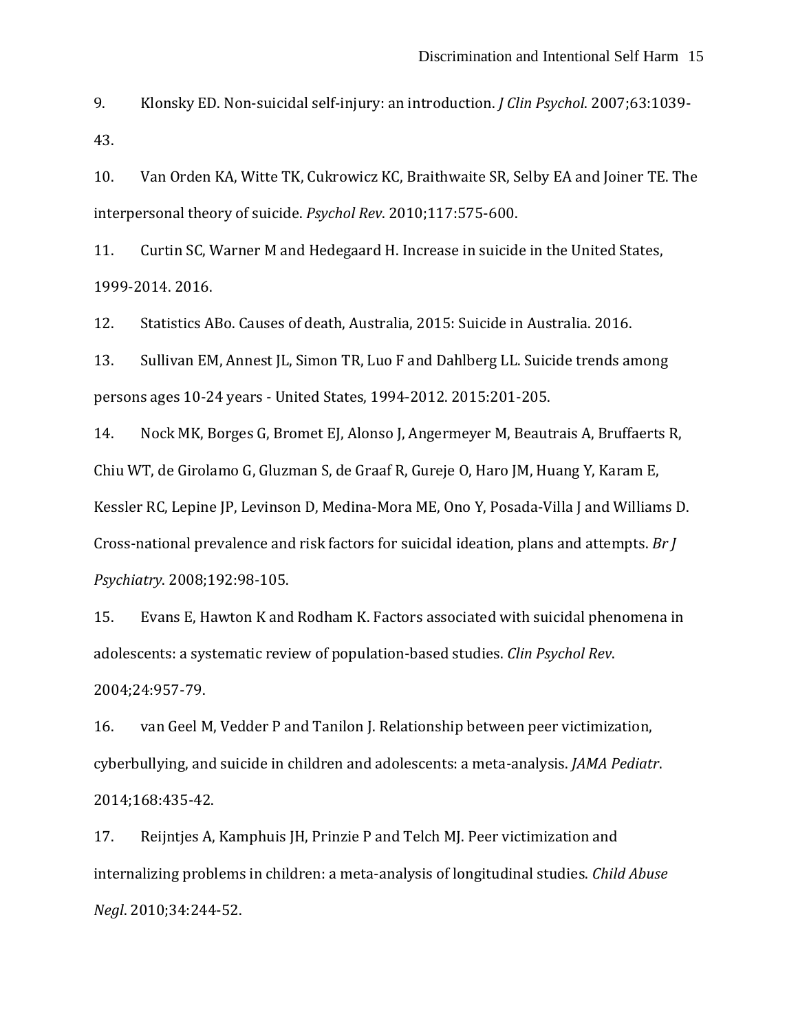9. Klonsky ED. Non-suicidal self-injury: an introduction. *J Clin Psychol*. 2007;63:1039-43.

10. Van Orden KA, Witte TK, Cukrowicz KC, Braithwaite SR, Selby EA and Joiner TE. The interpersonal theory of suicide. *Psychol Rev*. 2010;117:575-600.

11. Curtin SC, Warner M and Hedegaard H. Increase in suicide in the United States, 1999-2014. 2016.

12. Statistics ABo. Causes of death, Australia, 2015: Suicide in Australia. 2016.

13. Sullivan EM, Annest JL, Simon TR, Luo F and Dahlberg LL. Suicide trends among persons ages 10-24 years - United States, 1994-2012. 2015:201-205.

14. Nock MK, Borges G, Bromet EJ, Alonso J, Angermeyer M, Beautrais A, Bruffaerts R, Chiu WT, de Girolamo G, Gluzman S, de Graaf R, Gureje O, Haro JM, Huang Y, Karam E, Kessler RC, Lepine JP, Levinson D, Medina-Mora ME, Ono Y, Posada-Villa J and Williams D. Cross-national prevalence and risk factors for suicidal ideation, plans and attempts. *Br J Psychiatry*. 2008;192:98-105.

15. Evans E, Hawton K and Rodham K. Factors associated with suicidal phenomena in adolescents: a systematic review of population-based studies. *Clin Psychol Rev*. 2004;24:957-79.

16. van Geel M, Vedder P and Tanilon J. Relationship between peer victimization, cyberbullying, and suicide in children and adolescents: a meta-analysis. *JAMA Pediatr*. 2014;168:435-42.

17. Reijntjes A, Kamphuis JH, Prinzie P and Telch MJ. Peer victimization and internalizing problems in children: a meta-analysis of longitudinal studies. *Child Abuse Negl*. 2010;34:244-52.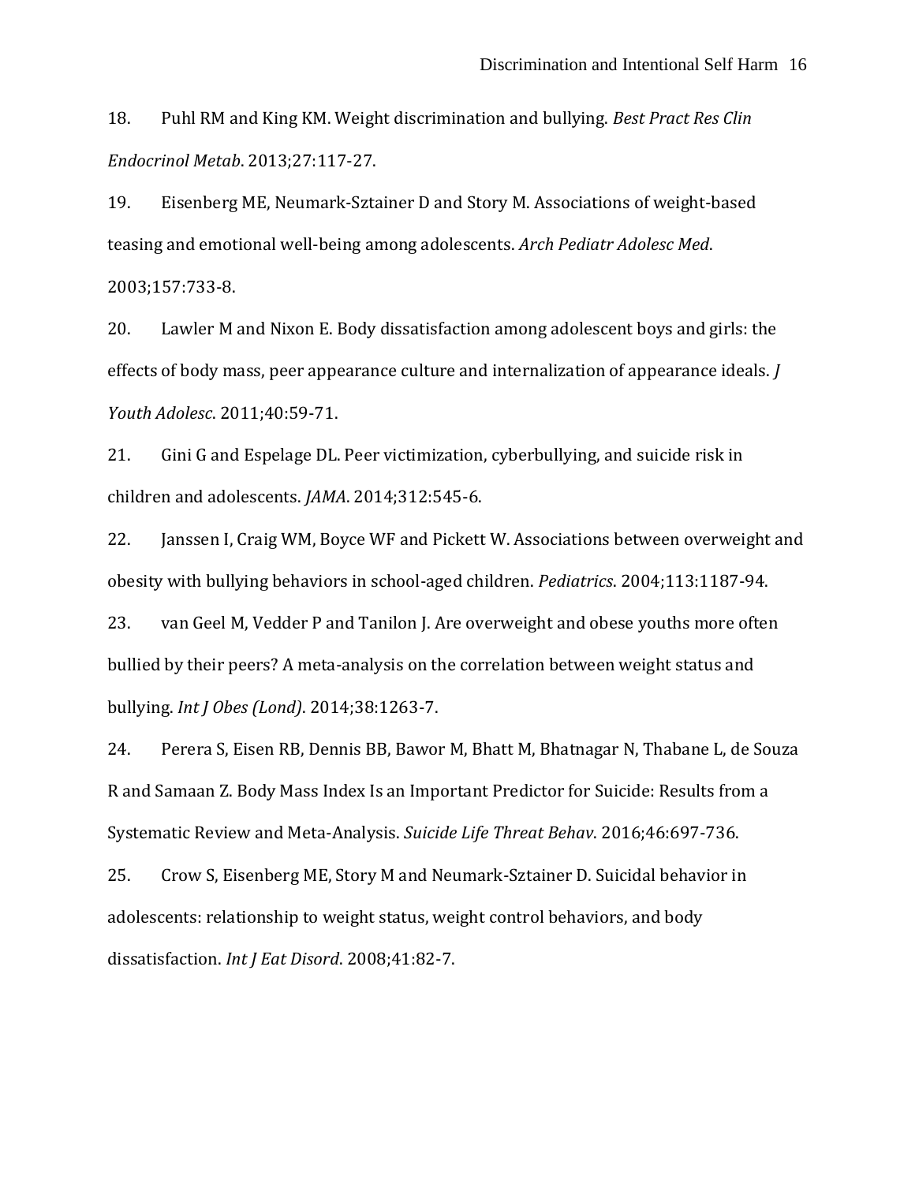18. Puhl RM and King KM. Weight discrimination and bullying. *Best Pract Res Clin Endocrinol Metab*. 2013;27:117-27.

19. Eisenberg ME, Neumark-Sztainer D and Story M. Associations of weight-based teasing and emotional well-being among adolescents. *Arch Pediatr Adolesc Med*. 2003;157:733-8.

20. Lawler M and Nixon E. Body dissatisfaction among adolescent boys and girls: the effects of body mass, peer appearance culture and internalization of appearance ideals. *J Youth Adolesc*. 2011;40:59-71.

21. Gini G and Espelage DL. Peer victimization, cyberbullying, and suicide risk in children and adolescents. *JAMA*. 2014;312:545-6.

22. Janssen I, Craig WM, Boyce WF and Pickett W. Associations between overweight and obesity with bullying behaviors in school-aged children. *Pediatrics*. 2004;113:1187-94.

23. van Geel M, Vedder P and Tanilon J. Are overweight and obese youths more often bullied by their peers? A meta-analysis on the correlation between weight status and bullying. *Int J Obes (Lond)*. 2014;38:1263-7.

24. Perera S, Eisen RB, Dennis BB, Bawor M, Bhatt M, Bhatnagar N, Thabane L, de Souza R and Samaan Z. Body Mass Index Is an Important Predictor for Suicide: Results from a Systematic Review and Meta-Analysis. *Suicide Life Threat Behav*. 2016;46:697-736.

25. Crow S, Eisenberg ME, Story M and Neumark-Sztainer D. Suicidal behavior in adolescents: relationship to weight status, weight control behaviors, and body dissatisfaction. *Int J Eat Disord*. 2008;41:82-7.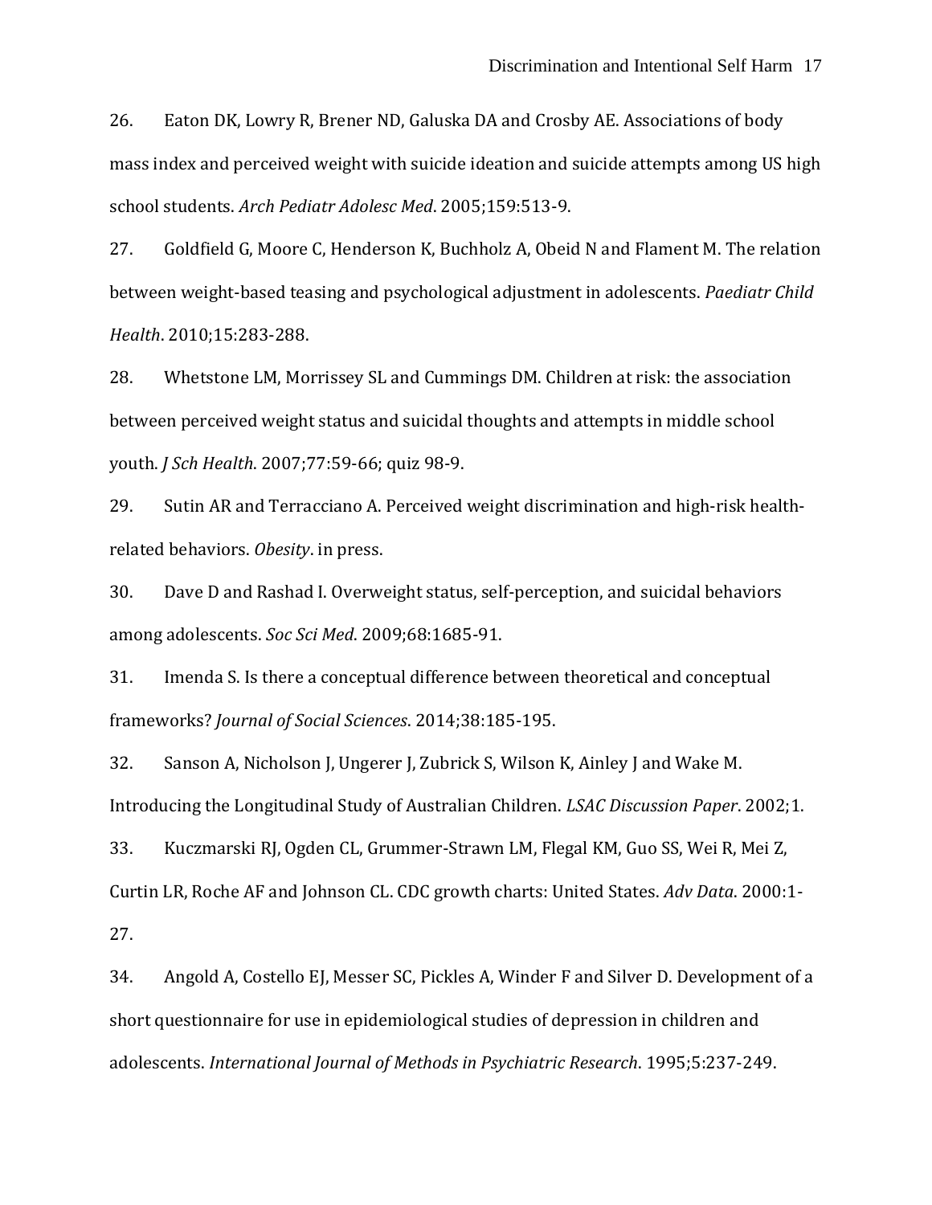26. Eaton DK, Lowry R, Brener ND, Galuska DA and Crosby AE. Associations of body mass index and perceived weight with suicide ideation and suicide attempts among US high school students. *Arch Pediatr Adolesc Med*. 2005;159:513-9.

27. Goldfield G, Moore C, Henderson K, Buchholz A, Obeid N and Flament M. The relation between weight-based teasing and psychological adjustment in adolescents. *Paediatr Child Health*. 2010;15:283-288.

28. Whetstone LM, Morrissey SL and Cummings DM. Children at risk: the association between perceived weight status and suicidal thoughts and attempts in middle school youth. *J Sch Health*. 2007;77:59-66; quiz 98-9.

29. Sutin AR and Terracciano A. Perceived weight discrimination and high-risk health-related behaviors. *Obesity*. in press.

30. Dave D and Rashad I. Overweight status, self-perception, and suicidal behaviors among adolescents. *Soc Sci Med*. 2009;68:1685-91.

31. Imenda S. Is there a conceptual difference between theoretical and conceptual frameworks? *Journal of Social Sciences*. 2014;38:185-195.

32. Sanson A, Nicholson J, Ungerer J, Zubrick S, Wilson K, Ainley J and Wake M. Introducing the Longitudinal Study of Australian Children. *LSAC Discussion Paper*. 2002;1.

33. Kuczmarski RJ, Ogden CL, Grummer-Strawn LM, Flegal KM, Guo SS, Wei R, Mei Z, Curtin LR, Roche AF and Johnson CL. CDC growth charts: United States. *Adv Data*. 2000:1-27.

34. Angold A, Costello EJ, Messer SC, Pickles A, Winder F and Silver D. Development of a short questionnaire for use in epidemiological studies of depression in children and adolescents. *International Journal of Methods in Psychiatric Research*. 1995;5:237-249.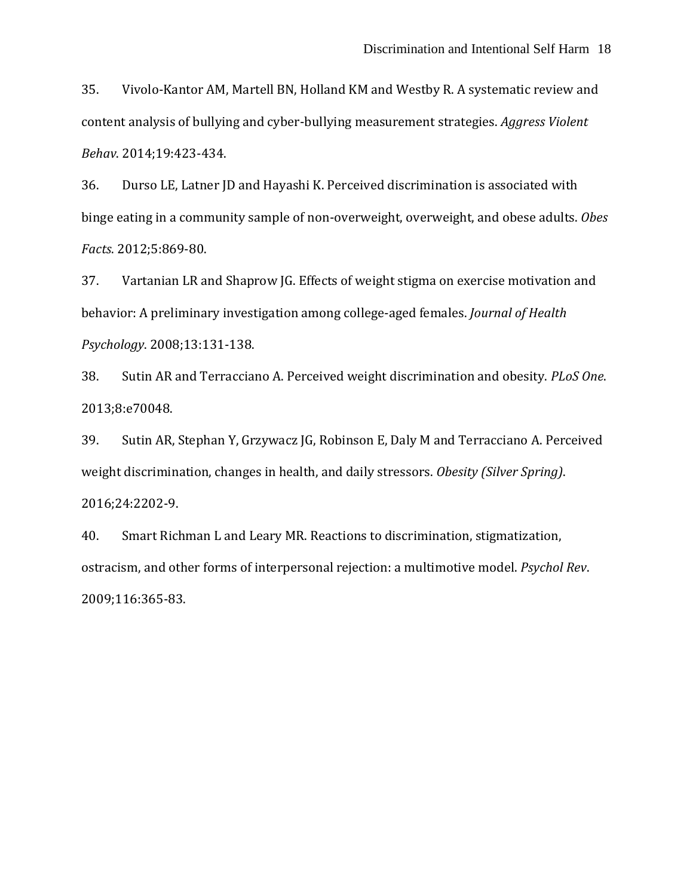35. Vivolo-Kantor AM, Martell BN, Holland KM and Westby R. A systematic review and content analysis of bullying and cyber-bullying measurement strategies. *Aggress Violent Behav*. 2014;19:423-434.

36. Durso LE, Latner JD and Hayashi K. Perceived discrimination is associated with binge eating in a community sample of non-overweight, overweight, and obese adults. *Obes Facts*. 2012;5:869-80.

37. Vartanian LR and Shaprow JG. Effects of weight stigma on exercise motivation and behavior: A preliminary investigation among college-aged females. *Journal of Health Psychology*. 2008;13:131-138.

38. Sutin AR and Terracciano A. Perceived weight discrimination and obesity. *PLoS One*. 2013;8:e70048.

39. Sutin AR, Stephan Y, Grzywacz JG, Robinson E, Daly M and Terracciano A. Perceived weight discrimination, changes in health, and daily stressors. *Obesity (Silver Spring)*. 2016;24:2202-9.

40. Smart Richman L and Leary MR. Reactions to discrimination, stigmatization, ostracism, and other forms of interpersonal rejection: a multimotive model. *Psychol Rev*. 2009;116:365-83.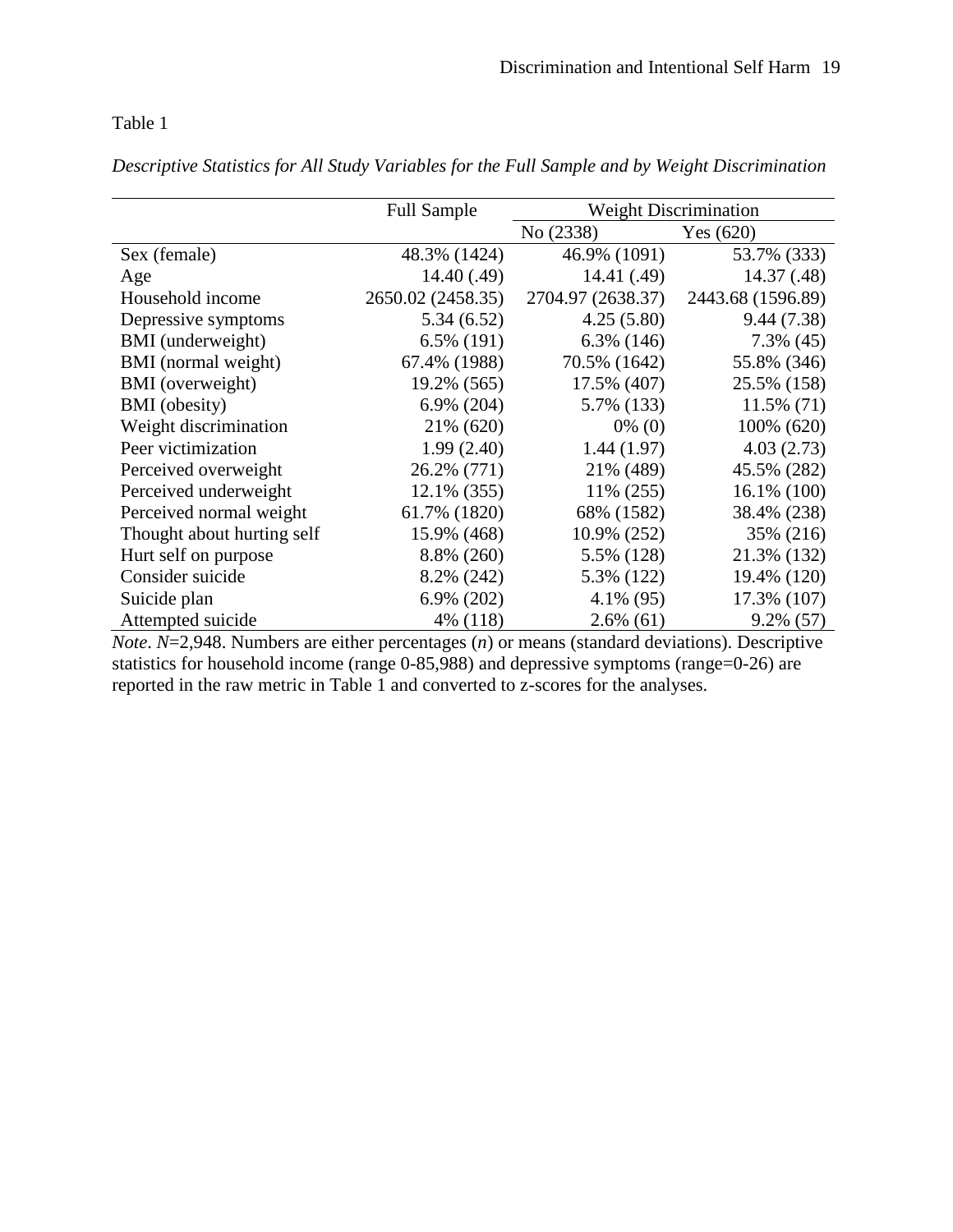Table 1

*Descriptive Statistics for All Study Variables for the Full Sample and by Weight Discrimination*

| | Full Sample | Weight Discrimination | |
|---|---|---|---|
| | | No (2338) | Yes (620) |
| Sex (female) | 48.3% (1424) | 46.9% (1091) | 53.7% (333) |
| Age | 14.40 (.49) | 14.41 (.49) | 14.37 (.48) |
| Household income | 2650.02 (2458.35) | 2704.97 (2638.37) | 2443.68 (1596.89) |
| Depressive symptoms | 5.34 (6.52) | 4.25 (5.80) | 9.44 (7.38) |
| BMI (underweight) | 6.5% (191) | 6.3% (146) | 7.3% (45) |
| BMI (normal weight) | 67.4% (1988) | 70.5% (1642) | 55.8% (346) |
| BMI (overweight) | 19.2% (565) | 17.5% (407) | 25.5% (158) |
| BMI (obesity) | 6.9% (204) | 5.7% (133) | 11.5% (71) |
| Weight discrimination | 21% (620) | 0% (0) | 100% (620) |
| Peer victimization | 1.99 (2.40) | 1.44 (1.97) | 4.03 (2.73) |
| Perceived overweight | 26.2% (771) | 21% (489) | 45.5% (282) |
| Perceived underweight | 12.1% (355) | 11% (255) | 16.1% (100) |
| Perceived normal weight | 61.7% (1820) | 68% (1582) | 38.4% (238) |
| Thought about hurting self | 15.9% (468) | 10.9% (252) | 35% (216) |
| Hurt self on purpose | 8.8% (260) | 5.5% (128) | 21.3% (132) |
| Consider suicide | 8.2% (242) | 5.3% (122) | 19.4% (120) |
| Suicide plan | 6.9% (202) | 4.1% (95) | 17.3% (107) |
| Attempted suicide | 4% (118) | 2.6% (61) | 9.2% (57) |

*Note*. $N$=2,948. Numbers are either percentages ($n$) or means (standard deviations). Descriptive statistics for household income (range 0-85,988) and depressive symptoms (range=0-26) are reported in the raw metric in Table 1 and converted to z-scores for the analyses.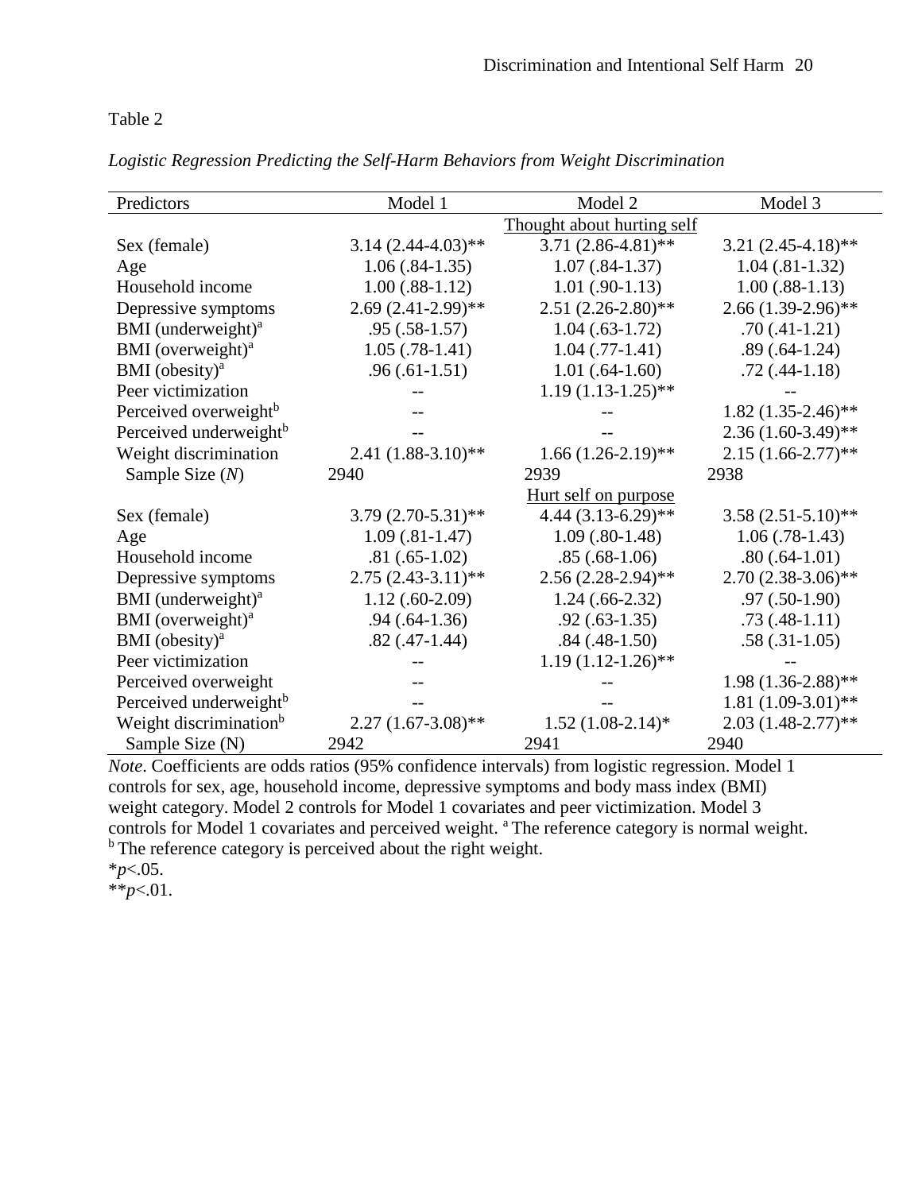Table 2

*Logistic Regression Predicting the Self-Harm Behaviors from Weight Discrimination*

| Predictors | Model 1 | Model 2 | Model 3 |
|---|---|---|---|
| | | Thought about hurting self | |
| Sex (female) | 3.14 (2.44-4.03)** | 3.71 (2.86-4.81)** | 3.21 (2.45-4.18)** |
| Age | 1.06 (.84-1.35) | 1.07 (.84-1.37) | 1.04 (.81-1.32) |
| Household income | 1.00 (.88-1.12) | 1.01 (.90-1.13) | 1.00 (.88-1.13) |
| Depressive symptoms | 2.69 (2.41-2.99)** | 2.51 (2.26-2.80)** | 2.66 (1.39-2.96)** |
| BMI (underweight)[a] | .95 (.58-1.57) | 1.04 (.63-1.72) | .70 (.41-1.21) |
| BMI (overweight)[a] | 1.05 (.78-1.41) | 1.04 (.77-1.41) | .89 (.64-1.24) |
| BMI (obesity)[a] | .96 (.61-1.51) | 1.01 (.64-1.60) | .72 (.44-1.18) |
| Peer victimization | -- | 1.19 (1.13-1.25)** | -- |
| Perceived overweight[b] | -- | -- | 1.82 (1.35-2.46)** |
| Perceived underweight[b] | -- | -- | 2.36 (1.60-3.49)** |
| Weight discrimination | 2.41 (1.88-3.10)** | 1.66 (1.26-2.19)** | 2.15 (1.66-2.77)** |
| Sample Size (*N*) | 2940 | 2939 | 2938 |
| | | Hurt self on purpose | |
| Sex (female) | 3.79 (2.70-5.31)** | 4.44 (3.13-6.29)** | 3.58 (2.51-5.10)** |
| Age | 1.09 (.81-1.47) | 1.09 (.80-1.48) | 1.06 (.78-1.43) |
| Household income | .81 (.65-1.02) | .85 (.68-1.06) | .80 (.64-1.01) |
| Depressive symptoms | 2.75 (2.43-3.11)** | 2.56 (2.28-2.94)** | 2.70 (2.38-3.06)** |
| BMI (underweight)[a] | 1.12 (.60-2.09) | 1.24 (.66-2.32) | .97 (.50-1.90) |
| BMI (overweight)[a] | .94 (.64-1.36) | .92 (.63-1.35) | .73 (.48-1.11) |
| BMI (obesity)[a] | .82 (.47-1.44) | .84 (.48-1.50) | .58 (.31-1.05) |
| Peer victimization | -- | 1.19 (1.12-1.26)** | -- |
| Perceived overweight | -- | -- | 1.98 (1.36-2.88)** |
| Perceived underweight[b] | -- | -- | 1.81 (1.09-3.01)** |
| Weight discrimination[b] | 2.27 (1.67-3.08)** | 1.52 (1.08-2.14)* | 2.03 (1.48-2.77)** |
| Sample Size (N) | 2942 | 2941 | 2940 |

*Note*. Coefficients are odds ratios (95% confidence intervals) from logistic regression. Model 1 controls for sex, age, household income, depressive symptoms and body mass index (BMI) weight category. Model 2 controls for Model 1 covariates and peer victimization. Model 3 controls for Model 1 covariates and perceived weight. [a] The reference category is normal weight. [b] The reference category is perceived about the right weight.

*$p<.05$.

**$p<.01$.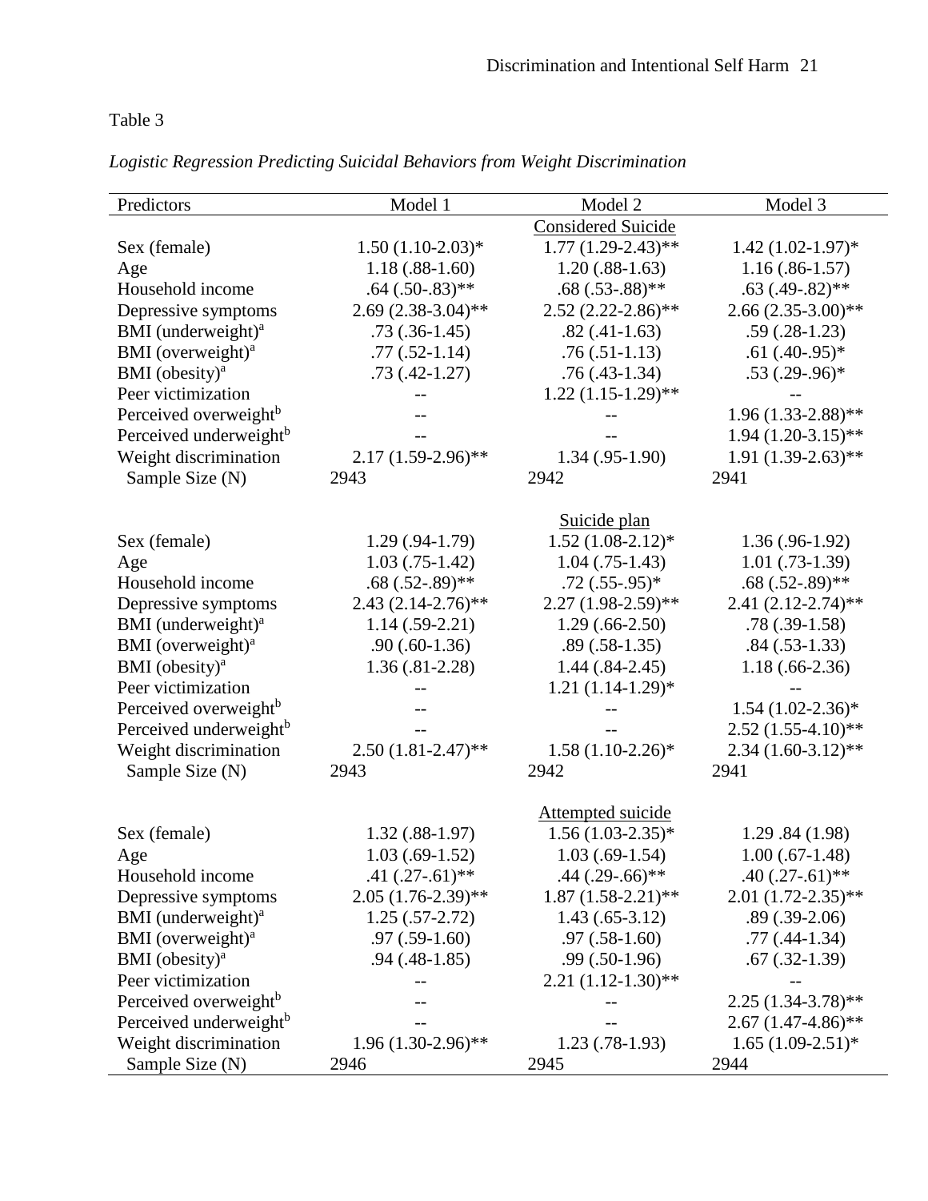Table 3

*Logistic Regression Predicting Suicidal Behaviors from Weight Discrimination*

| Predictors | Model 1 | Model 2 | Model 3 |
|---|---|---|---|
| | | Considered Suicide | |
| Sex (female) | 1.50 (1.10-2.03)* | 1.77 (1.29-2.43)** | 1.42 (1.02-1.97)* |
| Age | 1.18 (.88-1.60) | 1.20 (.88-1.63) | 1.16 (.86-1.57) |
| Household income | .64 (.50-.83)** | .68 (.53-.88)** | .63 (.49-.82)** |
| Depressive symptoms | 2.69 (2.38-3.04)** | 2.52 (2.22-2.86)** | 2.66 (2.35-3.00)** |
| BMI (underweight)[a] | .73 (.36-1.45) | .82 (.41-1.63) | .59 (.28-1.23) |
| BMI (overweight)[a] | .77 (.52-1.14) | .76 (.51-1.13) | .61 (.40-.95)* |
| BMI (obesity)[a] | .73 (.42-1.27) | .76 (.43-1.34) | .53 (.29-.96)* |
| Peer victimization | -- | 1.22 (1.15-1.29)** | -- |
| Perceived overweight[b] | -- | -- | 1.96 (1.33-2.88)** |
| Perceived underweight[b] | -- | -- | 1.94 (1.20-3.15)** |
| Weight discrimination | 2.17 (1.59-2.96)** | 1.34 (.95-1.90) | 1.91 (1.39-2.63)** |
| Sample Size (N) | 2943 | 2942 | 2941 |
| | | Suicide plan | |
| Sex (female) | 1.29 (.94-1.79) | 1.52 (1.08-2.12)* | 1.36 (.96-1.92) |
| Age | 1.03 (.75-1.42) | 1.04 (.75-1.43) | 1.01 (.73-1.39) |
| Household income | .68 (.52-.89)** | .72 (.55-.95)* | .68 (.52-.89)** |
| Depressive symptoms | 2.43 (2.14-2.76)** | 2.27 (1.98-2.59)** | 2.41 (2.12-2.74)** |
| BMI (underweight)[a] | 1.14 (.59-2.21) | 1.29 (.66-2.50) | .78 (.39-1.58) |
| BMI (overweight)[a] | .90 (.60-1.36) | .89 (.58-1.35) | .84 (.53-1.33) |
| BMI (obesity)[a] | 1.36 (.81-2.28) | 1.44 (.84-2.45) | 1.18 (.66-2.36) |
| Peer victimization | -- | 1.21 (1.14-1.29)* | -- |
| Perceived overweight[b] | -- | -- | 1.54 (1.02-2.36)* |
| Perceived underweight[b] | -- | -- | 2.52 (1.55-4.10)** |
| Weight discrimination | 2.50 (1.81-2.47)** | 1.58 (1.10-2.26)* | 2.34 (1.60-3.12)** |
| Sample Size (N) | 2943 | 2942 | 2941 |
| | | Attempted suicide | |
| Sex (female) | 1.32 (.88-1.97) | 1.56 (1.03-2.35)* | 1.29 .84 (1.98) |
| Age | 1.03 (.69-1.52) | 1.03 (.69-1.54) | 1.00 (.67-1.48) |
| Household income | .41 (.27-.61)** | .44 (.29-.66)** | .40 (.27-.61)** |
| Depressive symptoms | 2.05 (1.76-2.39)** | 1.87 (1.58-2.21)** | 2.01 (1.72-2.35)** |
| BMI (underweight)[a] | 1.25 (.57-2.72) | 1.43 (.65-3.12) | .89 (.39-2.06) |
| BMI (overweight)[a] | .97 (.59-1.60) | .97 (.58-1.60) | .77 (.44-1.34) |
| BMI (obesity)[a] | .94 (.48-1.85) | .99 (.50-1.96) | .67 (.32-1.39) |
| Peer victimization | -- | 2.21 (1.12-1.30)** | -- |
| Perceived overweight[b] | -- | -- | 2.25 (1.34-3.78)** |
| Perceived underweight[b] | -- | -- | 2.67 (1.47-4.86)** |
| Weight discrimination | 1.96 (1.30-2.96)** | 1.23 (.78-1.93) | 1.65 (1.09-2.51)* |
| Sample Size (N) | 2946 | 2945 | 2944 |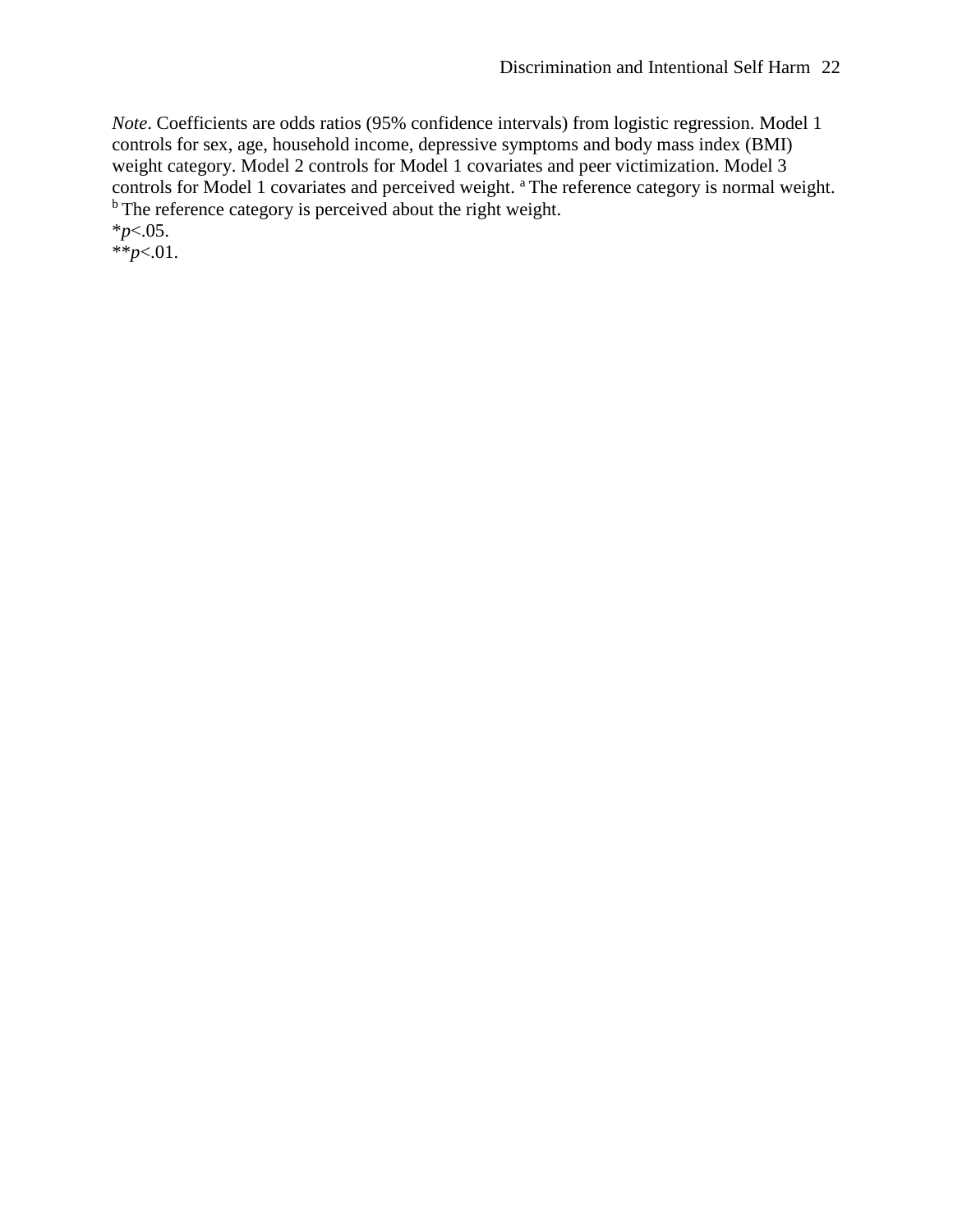*Note*. Coefficients are odds ratios (95% confidence intervals) from logistic regression. Model 1 controls for sex, age, household income, depressive symptoms and body mass index (BMI) weight category. Model 2 controls for Model 1 covariates and peer victimization. Model 3 controls for Model 1 covariates and perceived weight. [a] The reference category is normal weight. [b] The reference category is perceived about the right weight.

*$p<.05$.

**$p<.01$.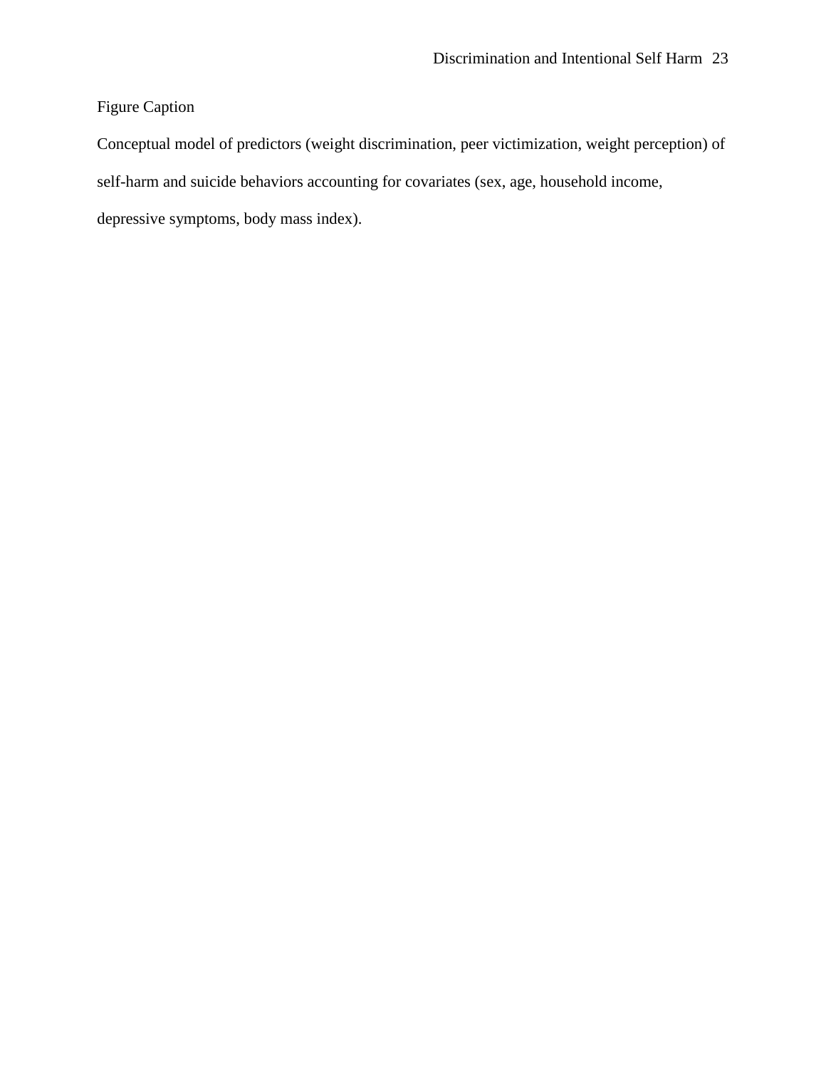Figure Caption

Conceptual model of predictors (weight discrimination, peer victimization, weight perception) of self-harm and suicide behaviors accounting for covariates (sex, age, household income, depressive symptoms, body mass index).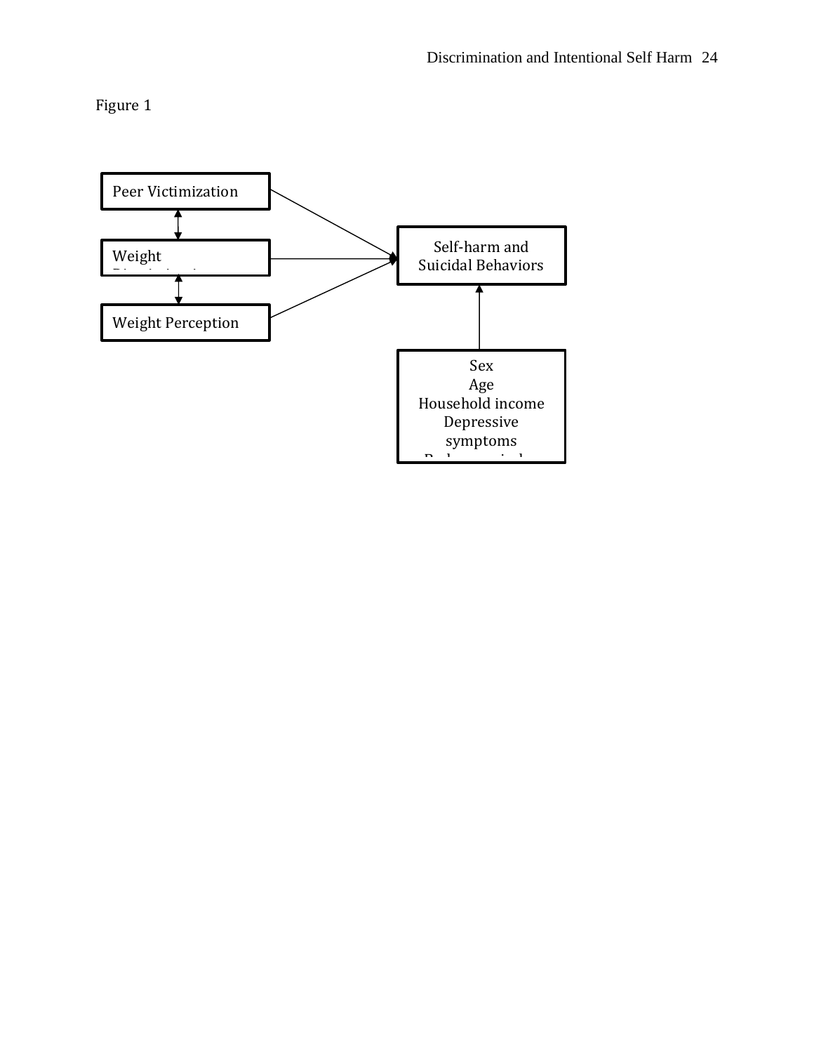Figure 1

Peer Victimization

Weight Discrimination

Weight Perception

Self-harm and Suicidal Behaviors

Sex
Age
Household income
Depressive symptoms